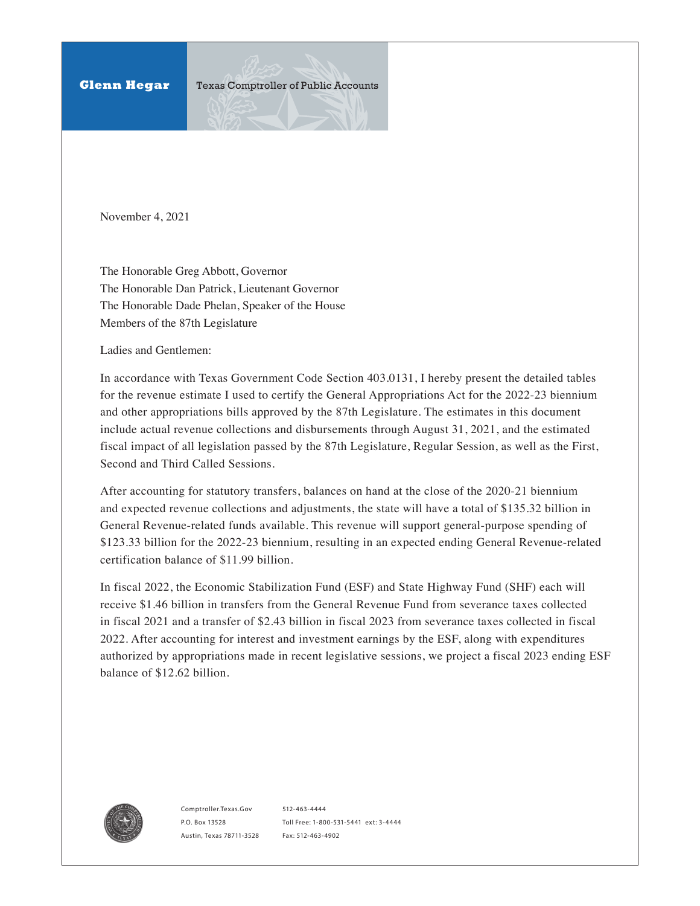**Glenn Hegar** Texas Comptroller of Public Accounts

November 4, 2021

The Honorable Greg Abbott, Governor
The Honorable Dan Patrick, Lieutenant Governor
The Honorable Dade Phelan, Speaker of the House
Members of the 87th Legislature

Ladies and Gentlemen:

In accordance with Texas Government Code Section 403.0131, I hereby present the detailed tables for the revenue estimate I used to certify the General Appropriations Act for the 2022-23 biennium and other appropriations bills approved by the 87th Legislature. The estimates in this document include actual revenue collections and disbursements through August 31, 2021, and the estimated fiscal impact of all legislation passed by the 87th Legislature, Regular Session, as well as the First, Second and Third Called Sessions.

After accounting for statutory transfers, balances on hand at the close of the 2020-21 biennium and expected revenue collections and adjustments, the state will have a total of $135.32 billion in General Revenue-related funds available. This revenue will support general-purpose spending of $123.33 billion for the 2022-23 biennium, resulting in an expected ending General Revenue-related certification balance of $11.99 billion.

In fiscal 2022, the Economic Stabilization Fund (ESF) and State Highway Fund (SHF) each will receive $1.46 billion in transfers from the General Revenue Fund from severance taxes collected in fiscal 2021 and a transfer of $2.43 billion in fiscal 2023 from severance taxes collected in fiscal 2022. After accounting for interest and investment earnings by the ESF, along with expenditures authorized by appropriations made in recent legislative sessions, we project a fiscal 2023 ending ESF balance of $12.62 billion.

Comptroller.Texas.Gov
P.O. Box 13528
Austin, Texas 78711-3528

512-463-4444
Toll Free: 1-800-531-5441 ext: 3-4444
Fax: 512-463-4902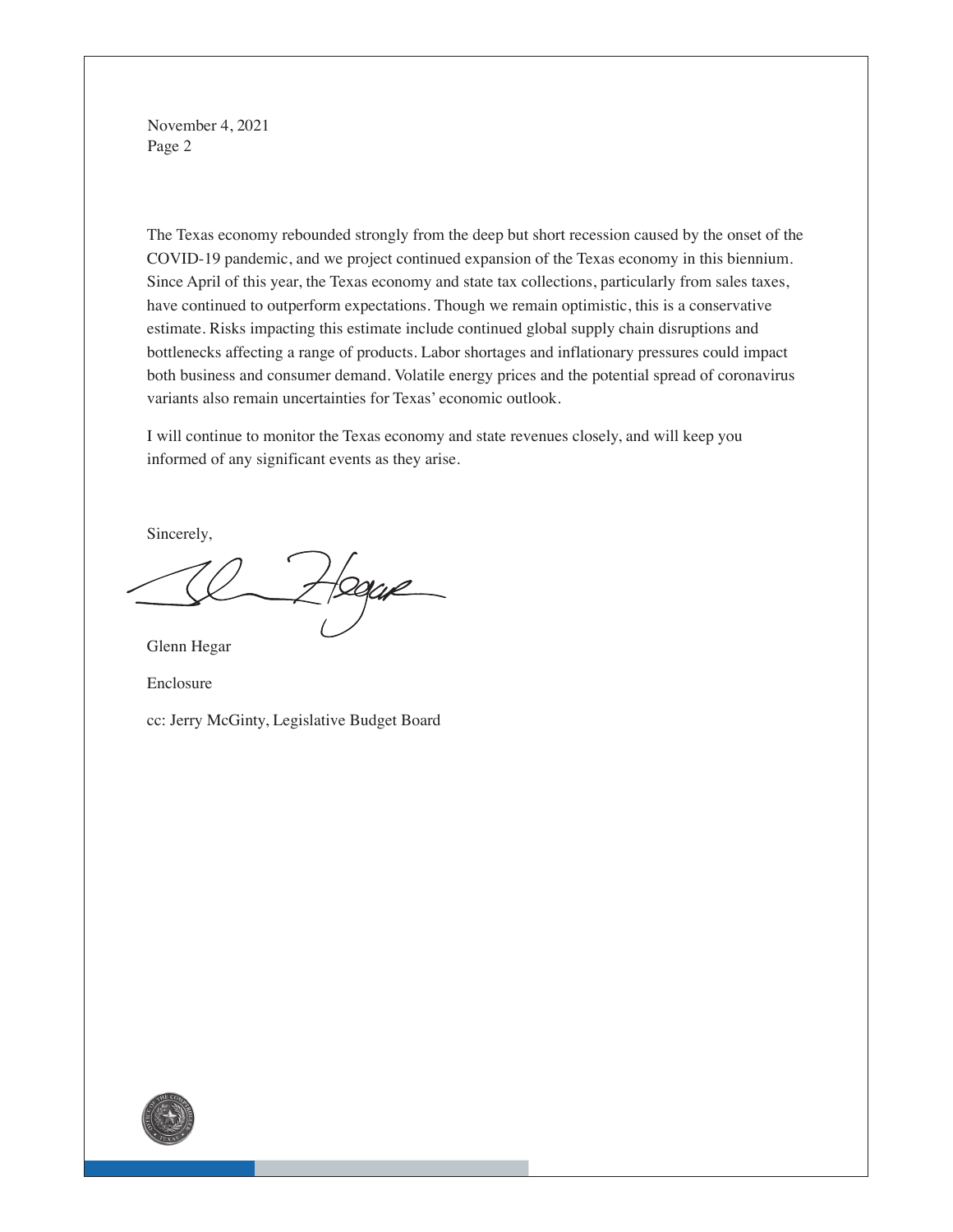November 4, 2021
Page 2

The Texas economy rebounded strongly from the deep but short recession caused by the onset of the COVID-19 pandemic, and we project continued expansion of the Texas economy in this biennium. Since April of this year, the Texas economy and state tax collections, particularly from sales taxes, have continued to outperform expectations. Though we remain optimistic, this is a conservative estimate. Risks impacting this estimate include continued global supply chain disruptions and bottlenecks affecting a range of products. Labor shortages and inflationary pressures could impact both business and consumer demand. Volatile energy prices and the potential spread of coronavirus variants also remain uncertainties for Texas' economic outlook.

I will continue to monitor the Texas economy and state revenues closely, and will keep you informed of any significant events as they arise.

Sincerely,

Glenn Hegar

Enclosure

cc: Jerry McGinty, Legislative Budget Board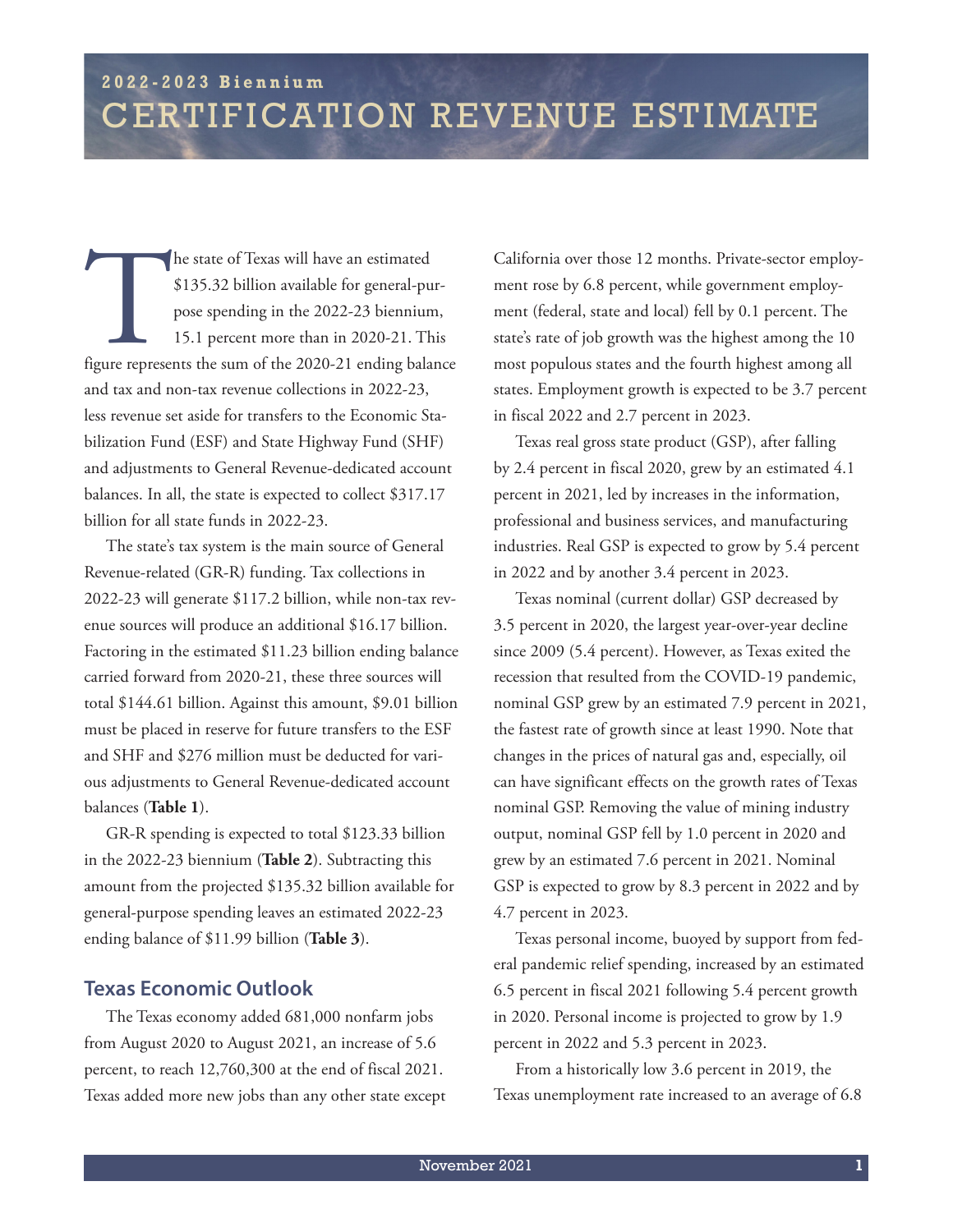## 2022-2023 Biennium

# CERTIFICATION REVENUE ESTIMATE

The state of Texas will have an estimated $135.32 billion available for general-purpose spending in the 2022-23 biennium, 15.1 percent more than in 2020-21. This figure represents the sum of the 2020-21 ending balance and tax and non-tax revenue collections in 2022-23, less revenue set aside for transfers to the Economic Stabilization Fund (ESF) and State Highway Fund (SHF) and adjustments to General Revenue-dedicated account balances. In all, the state is expected to collect $317.17 billion for all state funds in 2022-23.

The state's tax system is the main source of General Revenue-related (GR-R) funding. Tax collections in 2022-23 will generate $117.2 billion, while non-tax revenue sources will produce an additional $16.17 billion. Factoring in the estimated $11.23 billion ending balance carried forward from 2020-21, these three sources will total $144.61 billion. Against this amount, $9.01 billion must be placed in reserve for future transfers to the ESF and SHF and $276 million must be deducted for various adjustments to General Revenue-dedicated account balances (**Table 1**).

GR-R spending is expected to total $123.33 billion in the 2022-23 biennium (**Table 2**). Subtracting this amount from the projected $135.32 billion available for general-purpose spending leaves an estimated 2022-23 ending balance of $11.99 billion (**Table 3**).

## Texas Economic Outlook

The Texas economy added 681,000 nonfarm jobs from August 2020 to August 2021, an increase of 5.6 percent, to reach 12,760,300 at the end of fiscal 2021. Texas added more new jobs than any other state except California over those 12 months. Private-sector employment rose by 6.8 percent, while government employment (federal, state and local) fell by 0.1 percent. The state's rate of job growth was the highest among the 10 most populous states and the fourth highest among all states. Employment growth is expected to be 3.7 percent in fiscal 2022 and 2.7 percent in 2023.

Texas real gross state product (GSP), after falling by 2.4 percent in fiscal 2020, grew by an estimated 4.1 percent in 2021, led by increases in the information, professional and business services, and manufacturing industries. Real GSP is expected to grow by 5.4 percent in 2022 and by another 3.4 percent in 2023.

Texas nominal (current dollar) GSP decreased by 3.5 percent in 2020, the largest year-over-year decline since 2009 (5.4 percent). However, as Texas exited the recession that resulted from the COVID-19 pandemic, nominal GSP grew by an estimated 7.9 percent in 2021, the fastest rate of growth since at least 1990. Note that changes in the prices of natural gas and, especially, oil can have significant effects on the growth rates of Texas nominal GSP. Removing the value of mining industry output, nominal GSP fell by 1.0 percent in 2020 and grew by an estimated 7.6 percent in 2021. Nominal GSP is expected to grow by 8.3 percent in 2022 and by 4.7 percent in 2023.

Texas personal income, buoyed by support from federal pandemic relief spending, increased by an estimated 6.5 percent in fiscal 2021 following 5.4 percent growth in 2020. Personal income is projected to grow by 1.9 percent in 2022 and 5.3 percent in 2023.

From a historically low 3.6 percent in 2019, the Texas unemployment rate increased to an average of 6.8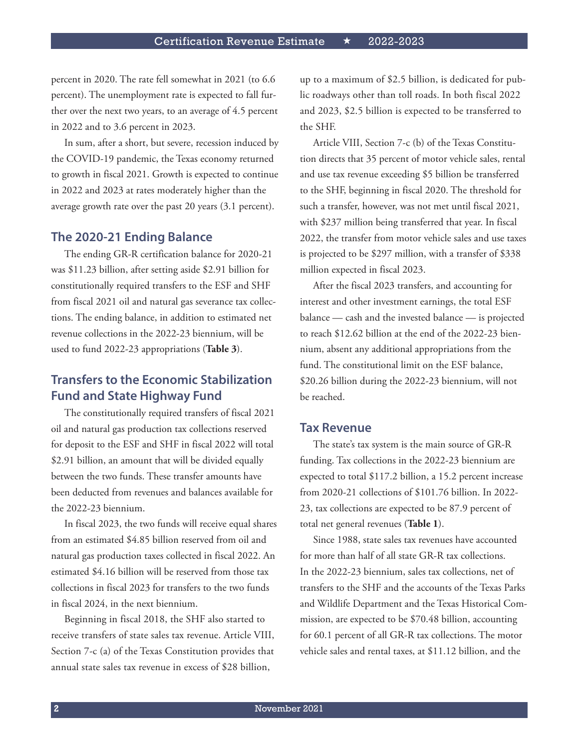percent in 2020. The rate fell somewhat in 2021 (to 6.6 percent). The unemployment rate is expected to fall further over the next two years, to an average of 4.5 percent in 2022 and to 3.6 percent in 2023.

In sum, after a short, but severe, recession induced by the COVID-19 pandemic, the Texas economy returned to growth in fiscal 2021. Growth is expected to continue in 2022 and 2023 at rates moderately higher than the average growth rate over the past 20 years (3.1 percent).

## The 2020-21 Ending Balance

The ending GR-R certification balance for 2020-21 was $11.23 billion, after setting aside $2.91 billion for constitutionally required transfers to the ESF and SHF from fiscal 2021 oil and natural gas severance tax collections. The ending balance, in addition to estimated net revenue collections in the 2022-23 biennium, will be used to fund 2022-23 appropriations (**Table 3**).

## Transfers to the Economic Stabilization Fund and State Highway Fund

The constitutionally required transfers of fiscal 2021 oil and natural gas production tax collections reserved for deposit to the ESF and SHF in fiscal 2022 will total $2.91 billion, an amount that will be divided equally between the two funds. These transfer amounts have been deducted from revenues and balances available for the 2022-23 biennium.

In fiscal 2023, the two funds will receive equal shares from an estimated $4.85 billion reserved from oil and natural gas production taxes collected in fiscal 2022. An estimated $4.16 billion will be reserved from those tax collections in fiscal 2023 for transfers to the two funds in fiscal 2024, in the next biennium.

Beginning in fiscal 2018, the SHF also started to receive transfers of state sales tax revenue. Article VIII, Section 7-c (a) of the Texas Constitution provides that annual state sales tax revenue in excess of $28 billion, up to a maximum of $2.5 billion, is dedicated for public roadways other than toll roads. In both fiscal 2022 and 2023, $2.5 billion is expected to be transferred to the SHF.

Article VIII, Section 7-c (b) of the Texas Constitution directs that 35 percent of motor vehicle sales, rental and use tax revenue exceeding $5 billion be transferred to the SHF, beginning in fiscal 2020. The threshold for such a transfer, however, was not met until fiscal 2021, with $237 million being transferred that year. In fiscal 2022, the transfer from motor vehicle sales and use taxes is projected to be $297 million, with a transfer of $338 million expected in fiscal 2023.

After the fiscal 2023 transfers, and accounting for interest and other investment earnings, the total ESF balance — cash and the invested balance — is projected to reach $12.62 billion at the end of the 2022-23 biennium, absent any additional appropriations from the fund. The constitutional limit on the ESF balance, $20.26 billion during the 2022-23 biennium, will not be reached.

## Tax Revenue

The state's tax system is the main source of GR-R funding. Tax collections in the 2022-23 biennium are expected to total $117.2 billion, a 15.2 percent increase from 2020-21 collections of $101.76 billion. In 2022-23, tax collections are expected to be 87.9 percent of total net general revenues (**Table 1**).

Since 1988, state sales tax revenues have accounted for more than half of all state GR-R tax collections. In the 2022-23 biennium, sales tax collections, net of transfers to the SHF and the accounts of the Texas Parks and Wildlife Department and the Texas Historical Commission, are expected to be $70.48 billion, accounting for 60.1 percent of all GR-R tax collections. The motor vehicle sales and rental taxes, at $11.12 billion, and the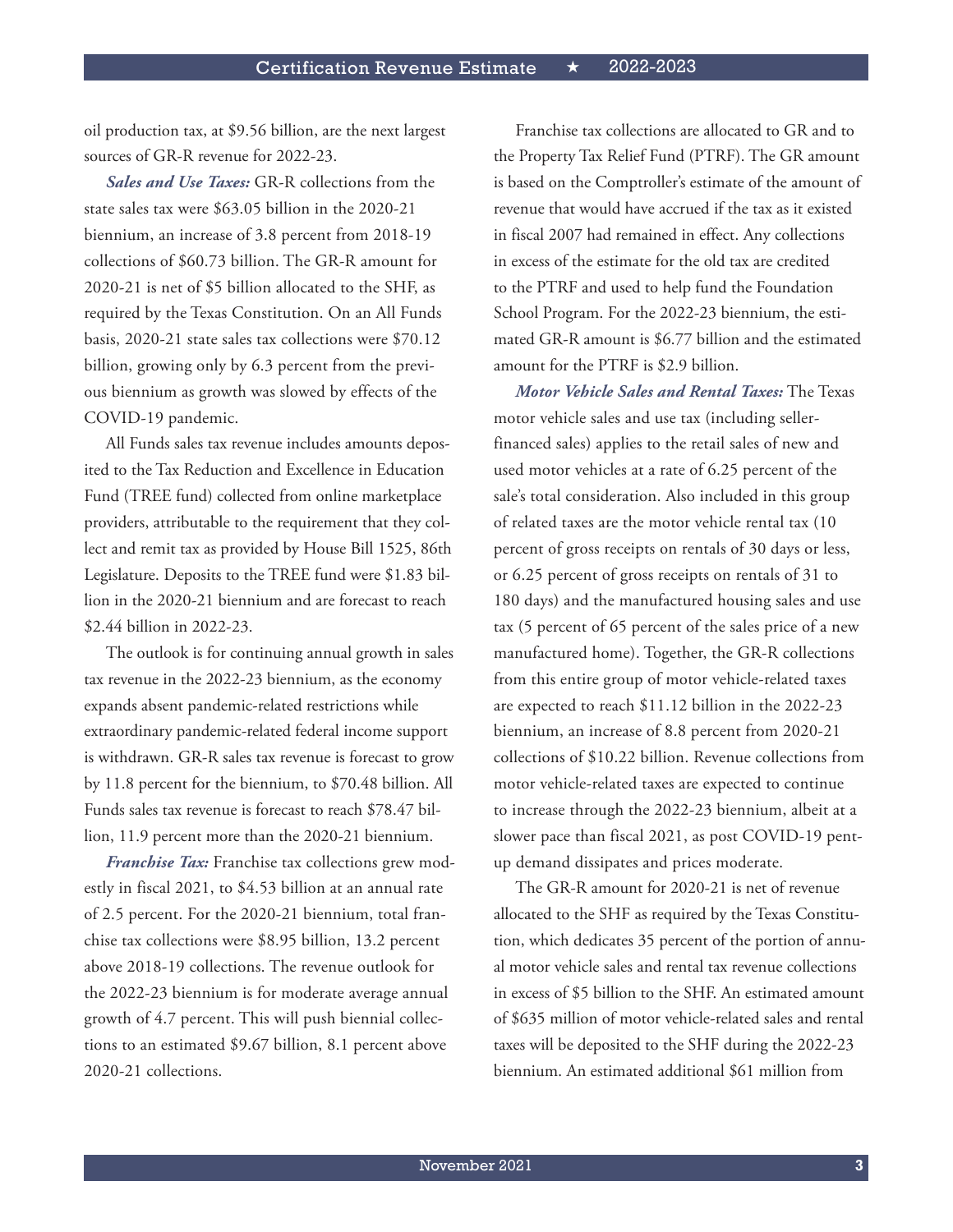oil production tax, at $9.56 billion, are the next largest sources of GR-R revenue for 2022-23.

***Sales and Use Taxes:*** GR-R collections from the state sales tax were $63.05 billion in the 2020-21 biennium, an increase of 3.8 percent from 2018-19 collections of $60.73 billion. The GR-R amount for 2020-21 is net of $5 billion allocated to the SHF, as required by the Texas Constitution. On an All Funds basis, 2020-21 state sales tax collections were $70.12 billion, growing only by 6.3 percent from the previous biennium as growth was slowed by effects of the COVID-19 pandemic.

All Funds sales tax revenue includes amounts deposited to the Tax Reduction and Excellence in Education Fund (TREE fund) collected from online marketplace providers, attributable to the requirement that they collect and remit tax as provided by House Bill 1525, 86th Legislature. Deposits to the TREE fund were $1.83 billion in the 2020-21 biennium and are forecast to reach $2.44 billion in 2022-23.

The outlook is for continuing annual growth in sales tax revenue in the 2022-23 biennium, as the economy expands absent pandemic-related restrictions while extraordinary pandemic-related federal income support is withdrawn. GR-R sales tax revenue is forecast to grow by 11.8 percent for the biennium, to $70.48 billion. All Funds sales tax revenue is forecast to reach $78.47 billion, 11.9 percent more than the 2020-21 biennium.

***Franchise Tax:*** Franchise tax collections grew modestly in fiscal 2021, to $4.53 billion at an annual rate of 2.5 percent. For the 2020-21 biennium, total franchise tax collections were $8.95 billion, 13.2 percent above 2018-19 collections. The revenue outlook for the 2022-23 biennium is for moderate average annual growth of 4.7 percent. This will push biennial collections to an estimated $9.67 billion, 8.1 percent above 2020-21 collections.

Franchise tax collections are allocated to GR and to the Property Tax Relief Fund (PTRF). The GR amount is based on the Comptroller's estimate of the amount of revenue that would have accrued if the tax as it existed in fiscal 2007 had remained in effect. Any collections in excess of the estimate for the old tax are credited to the PTRF and used to help fund the Foundation School Program. For the 2022-23 biennium, the estimated GR-R amount is $6.77 billion and the estimated amount for the PTRF is $2.9 billion.

***Motor Vehicle Sales and Rental Taxes:*** The Texas motor vehicle sales and use tax (including seller-financed sales) applies to the retail sales of new and used motor vehicles at a rate of 6.25 percent of the sale's total consideration. Also included in this group of related taxes are the motor vehicle rental tax (10 percent of gross receipts on rentals of 30 days or less, or 6.25 percent of gross receipts on rentals of 31 to 180 days) and the manufactured housing sales and use tax (5 percent of 65 percent of the sales price of a new manufactured home). Together, the GR-R collections from this entire group of motor vehicle-related taxes are expected to reach $11.12 billion in the 2022-23 biennium, an increase of 8.8 percent from 2020-21 collections of $10.22 billion. Revenue collections from motor vehicle-related taxes are expected to continue to increase through the 2022-23 biennium, albeit at a slower pace than fiscal 2021, as post COVID-19 pent-up demand dissipates and prices moderate.

The GR-R amount for 2020-21 is net of revenue allocated to the SHF as required by the Texas Constitution, which dedicates 35 percent of the portion of annual motor vehicle sales and rental tax revenue collections in excess of $5 billion to the SHF. An estimated amount of $635 million of motor vehicle-related sales and rental taxes will be deposited to the SHF during the 2022-23 biennium. An estimated additional $61 million from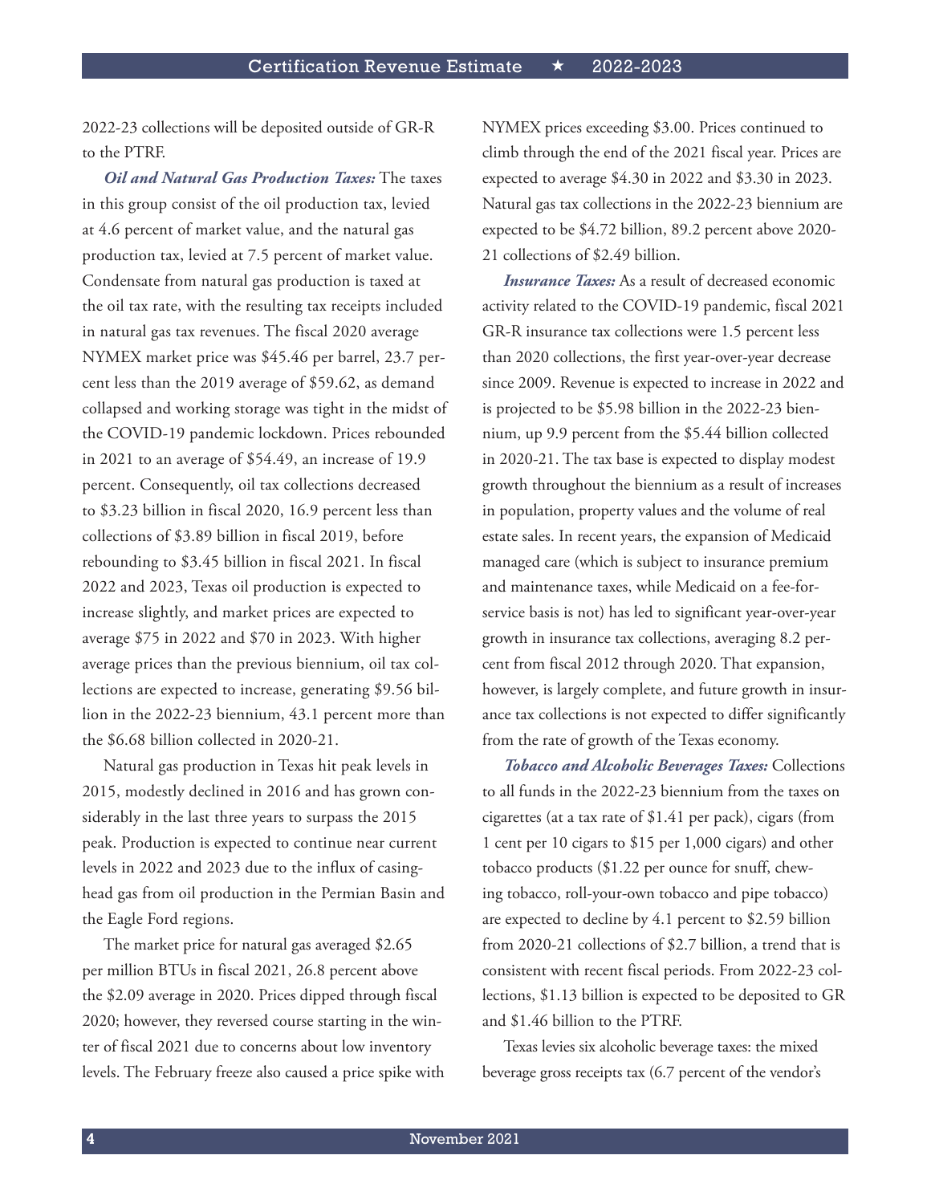2022-23 collections will be deposited outside of GR-R to the PTRF.

***Oil and Natural Gas Production Taxes:*** The taxes in this group consist of the oil production tax, levied at 4.6 percent of market value, and the natural gas production tax, levied at 7.5 percent of market value. Condensate from natural gas production is taxed at the oil tax rate, with the resulting tax receipts included in natural gas tax revenues. The fiscal 2020 average NYMEX market price was $45.46 per barrel, 23.7 percent less than the 2019 average of $59.62, as demand collapsed and working storage was tight in the midst of the COVID-19 pandemic lockdown. Prices rebounded in 2021 to an average of $54.49, an increase of 19.9 percent. Consequently, oil tax collections decreased to $3.23 billion in fiscal 2020, 16.9 percent less than collections of $3.89 billion in fiscal 2019, before rebounding to $3.45 billion in fiscal 2021. In fiscal 2022 and 2023, Texas oil production is expected to increase slightly, and market prices are expected to average $75 in 2022 and $70 in 2023. With higher average prices than the previous biennium, oil tax collections are expected to increase, generating $9.56 billion in the 2022-23 biennium, 43.1 percent more than the $6.68 billion collected in 2020-21.

Natural gas production in Texas hit peak levels in 2015, modestly declined in 2016 and has grown considerably in the last three years to surpass the 2015 peak. Production is expected to continue near current levels in 2022 and 2023 due to the influx of casinghead gas from oil production in the Permian Basin and the Eagle Ford regions.

The market price for natural gas averaged $2.65 per million BTUs in fiscal 2021, 26.8 percent above the $2.09 average in 2020. Prices dipped through fiscal 2020; however, they reversed course starting in the winter of fiscal 2021 due to concerns about low inventory levels. The February freeze also caused a price spike with NYMEX prices exceeding $3.00. Prices continued to climb through the end of the 2021 fiscal year. Prices are expected to average $4.30 in 2022 and $3.30 in 2023. Natural gas tax collections in the 2022-23 biennium are expected to be $4.72 billion, 89.2 percent above 2020-21 collections of $2.49 billion.

***Insurance Taxes:*** As a result of decreased economic activity related to the COVID-19 pandemic, fiscal 2021 GR-R insurance tax collections were 1.5 percent less than 2020 collections, the first year-over-year decrease since 2009. Revenue is expected to increase in 2022 and is projected to be $5.98 billion in the 2022-23 biennium, up 9.9 percent from the $5.44 billion collected in 2020-21. The tax base is expected to display modest growth throughout the biennium as a result of increases in population, property values and the volume of real estate sales. In recent years, the expansion of Medicaid managed care (which is subject to insurance premium and maintenance taxes, while Medicaid on a fee-for-service basis is not) has led to significant year-over-year growth in insurance tax collections, averaging 8.2 percent from fiscal 2012 through 2020. That expansion, however, is largely complete, and future growth in insurance tax collections is not expected to differ significantly from the rate of growth of the Texas economy.

***Tobacco and Alcoholic Beverages Taxes:*** Collections to all funds in the 2022-23 biennium from the taxes on cigarettes (at a tax rate of $1.41 per pack), cigars (from 1 cent per 10 cigars to $15 per 1,000 cigars) and other tobacco products ($1.22 per ounce for snuff, chewing tobacco, roll-your-own tobacco and pipe tobacco) are expected to decline by 4.1 percent to $2.59 billion from 2020-21 collections of $2.7 billion, a trend that is consistent with recent fiscal periods. From 2022-23 collections, $1.13 billion is expected to be deposited to GR and $1.46 billion to the PTRF.

Texas levies six alcoholic beverage taxes: the mixed beverage gross receipts tax (6.7 percent of the vendor's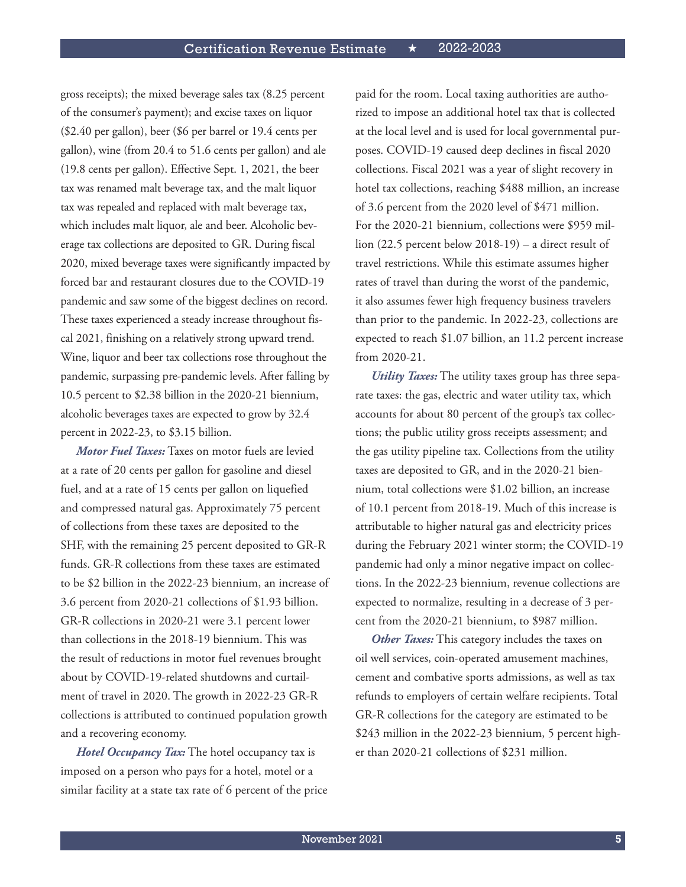gross receipts); the mixed beverage sales tax (8.25 percent of the consumer's payment); and excise taxes on liquor ($2.40 per gallon), beer ($6 per barrel or 19.4 cents per gallon), wine (from 20.4 to 51.6 cents per gallon) and ale (19.8 cents per gallon). Effective Sept. 1, 2021, the beer tax was renamed malt beverage tax, and the malt liquor tax was repealed and replaced with malt beverage tax, which includes malt liquor, ale and beer. Alcoholic beverage tax collections are deposited to GR. During fiscal 2020, mixed beverage taxes were significantly impacted by forced bar and restaurant closures due to the COVID-19 pandemic and saw some of the biggest declines on record. These taxes experienced a steady increase throughout fiscal 2021, finishing on a relatively strong upward trend. Wine, liquor and beer tax collections rose throughout the pandemic, surpassing pre-pandemic levels. After falling by 10.5 percent to $2.38 billion in the 2020-21 biennium, alcoholic beverages taxes are expected to grow by 32.4 percent in 2022-23, to $3.15 billion.

***Motor Fuel Taxes:*** Taxes on motor fuels are levied at a rate of 20 cents per gallon for gasoline and diesel fuel, and at a rate of 15 cents per gallon on liquefied and compressed natural gas. Approximately 75 percent of collections from these taxes are deposited to the SHF, with the remaining 25 percent deposited to GR-R funds. GR-R collections from these taxes are estimated to be $2 billion in the 2022-23 biennium, an increase of 3.6 percent from 2020-21 collections of $1.93 billion. GR-R collections in 2020-21 were 3.1 percent lower than collections in the 2018-19 biennium. This was the result of reductions in motor fuel revenues brought about by COVID-19-related shutdowns and curtailment of travel in 2020. The growth in 2022-23 GR-R collections is attributed to continued population growth and a recovering economy.

***Hotel Occupancy Tax:*** The hotel occupancy tax is imposed on a person who pays for a hotel, motel or a similar facility at a state tax rate of 6 percent of the price paid for the room. Local taxing authorities are authorized to impose an additional hotel tax that is collected at the local level and is used for local governmental purposes. COVID-19 caused deep declines in fiscal 2020 collections. Fiscal 2021 was a year of slight recovery in hotel tax collections, reaching $488 million, an increase of 3.6 percent from the 2020 level of $471 million. For the 2020-21 biennium, collections were $959 million (22.5 percent below 2018-19) – a direct result of travel restrictions. While this estimate assumes higher rates of travel than during the worst of the pandemic, it also assumes fewer high frequency business travelers than prior to the pandemic. In 2022-23, collections are expected to reach $1.07 billion, an 11.2 percent increase from 2020-21.

***Utility Taxes:*** The utility taxes group has three separate taxes: the gas, electric and water utility tax, which accounts for about 80 percent of the group's tax collections; the public utility gross receipts assessment; and the gas utility pipeline tax. Collections from the utility taxes are deposited to GR, and in the 2020-21 biennium, total collections were $1.02 billion, an increase of 10.1 percent from 2018-19. Much of this increase is attributable to higher natural gas and electricity prices during the February 2021 winter storm; the COVID-19 pandemic had only a minor negative impact on collections. In the 2022-23 biennium, revenue collections are expected to normalize, resulting in a decrease of 3 percent from the 2020-21 biennium, to $987 million.

***Other Taxes:*** This category includes the taxes on oil well services, coin-operated amusement machines, cement and combative sports admissions, as well as tax refunds to employers of certain welfare recipients. Total GR-R collections for the category are estimated to be $243 million in the 2022-23 biennium, 5 percent higher than 2020-21 collections of $231 million.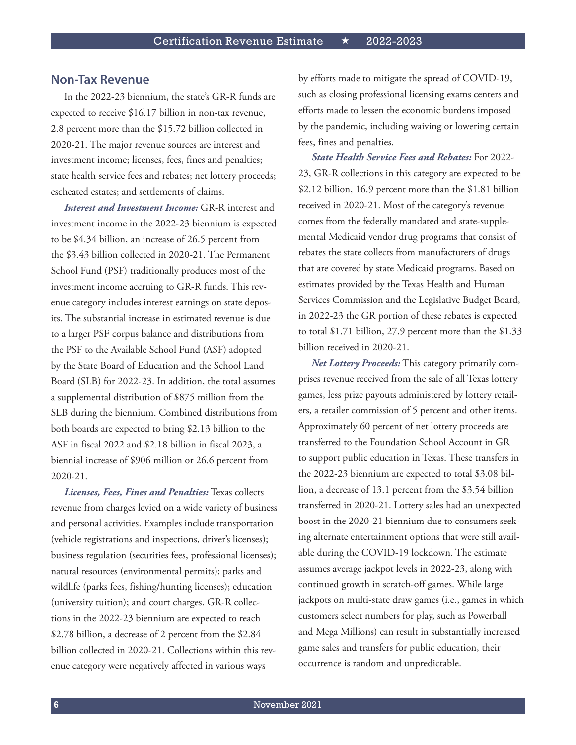## Non-Tax Revenue

In the 2022-23 biennium, the state's GR-R funds are expected to receive $16.17 billion in non-tax revenue, 2.8 percent more than the $15.72 billion collected in 2020-21. The major revenue sources are interest and investment income; licenses, fees, fines and penalties; state health service fees and rebates; net lottery proceeds; escheated estates; and settlements of claims.

***Interest and Investment Income:*** GR-R interest and investment income in the 2022-23 biennium is expected to be $4.34 billion, an increase of 26.5 percent from the $3.43 billion collected in 2020-21. The Permanent School Fund (PSF) traditionally produces most of the investment income accruing to GR-R funds. This revenue category includes interest earnings on state deposits. The substantial increase in estimated revenue is due to a larger PSF corpus balance and distributions from the PSF to the Available School Fund (ASF) adopted by the State Board of Education and the School Land Board (SLB) for 2022-23. In addition, the total assumes a supplemental distribution of $875 million from the SLB during the biennium. Combined distributions from both boards are expected to bring $2.13 billion to the ASF in fiscal 2022 and $2.18 billion in fiscal 2023, a biennial increase of $906 million or 26.6 percent from 2020-21.

***Licenses, Fees, Fines and Penalties:*** Texas collects revenue from charges levied on a wide variety of business and personal activities. Examples include transportation (vehicle registrations and inspections, driver's licenses); business regulation (securities fees, professional licenses); natural resources (environmental permits); parks and wildlife (parks fees, fishing/hunting licenses); education (university tuition); and court charges. GR-R collections in the 2022-23 biennium are expected to reach $2.78 billion, a decrease of 2 percent from the $2.84 billion collected in 2020-21. Collections within this revenue category were negatively affected in various ways by efforts made to mitigate the spread of COVID-19, such as closing professional licensing exams centers and efforts made to lessen the economic burdens imposed by the pandemic, including waiving or lowering certain fees, fines and penalties.

***State Health Service Fees and Rebates:*** For 2022-23, GR-R collections in this category are expected to be $2.12 billion, 16.9 percent more than the $1.81 billion received in 2020-21. Most of the category's revenue comes from the federally mandated and state-supplemental Medicaid vendor drug programs that consist of rebates the state collects from manufacturers of drugs that are covered by state Medicaid programs. Based on estimates provided by the Texas Health and Human Services Commission and the Legislative Budget Board, in 2022-23 the GR portion of these rebates is expected to total $1.71 billion, 27.9 percent more than the $1.33 billion received in 2020-21.

***Net Lottery Proceeds:*** This category primarily comprises revenue received from the sale of all Texas lottery games, less prize payouts administered by lottery retailers, a retailer commission of 5 percent and other items. Approximately 60 percent of net lottery proceeds are transferred to the Foundation School Account in GR to support public education in Texas. These transfers in the 2022-23 biennium are expected to total $3.08 billion, a decrease of 13.1 percent from the $3.54 billion transferred in 2020-21. Lottery sales had an unexpected boost in the 2020-21 biennium due to consumers seeking alternate entertainment options that were still available during the COVID-19 lockdown. The estimate assumes average jackpot levels in 2022-23, along with continued growth in scratch-off games. While large jackpots on multi-state draw games (i.e., games in which customers select numbers for play, such as Powerball and Mega Millions) can result in substantially increased game sales and transfers for public education, their occurrence is random and unpredictable.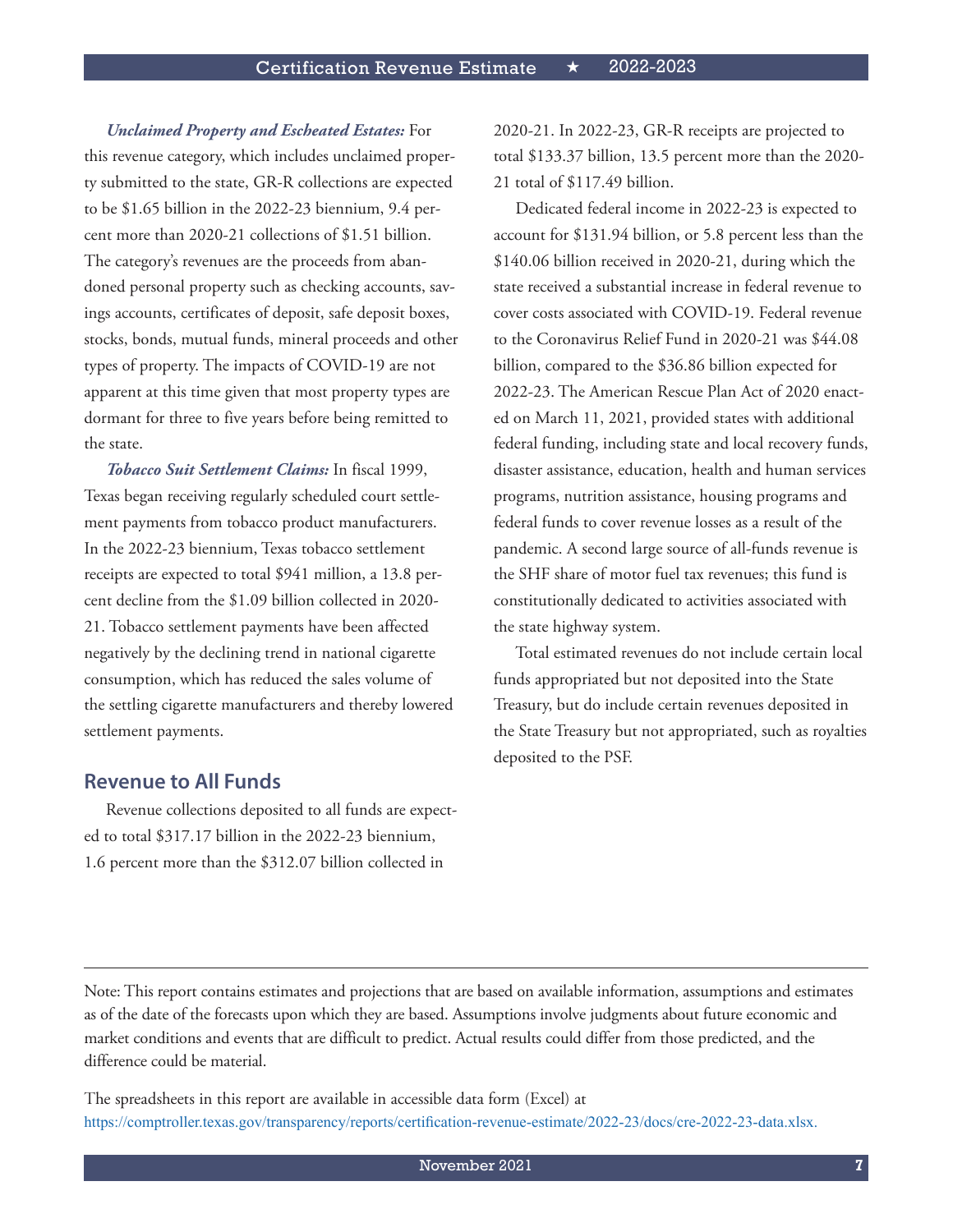*Unclaimed Property and Escheated Estates:* For this revenue category, which includes unclaimed property submitted to the state, GR-R collections are expected to be $1.65 billion in the 2022-23 biennium, 9.4 percent more than 2020-21 collections of $1.51 billion. The category's revenues are the proceeds from abandoned personal property such as checking accounts, savings accounts, certificates of deposit, safe deposit boxes, stocks, bonds, mutual funds, mineral proceeds and other types of property. The impacts of COVID-19 are not apparent at this time given that most property types are dormant for three to five years before being remitted to the state.

*Tobacco Suit Settlement Claims:* In fiscal 1999, Texas began receiving regularly scheduled court settlement payments from tobacco product manufacturers. In the 2022-23 biennium, Texas tobacco settlement receipts are expected to total $941 million, a 13.8 percent decline from the $1.09 billion collected in 2020-21. Tobacco settlement payments have been affected negatively by the declining trend in national cigarette consumption, which has reduced the sales volume of the settling cigarette manufacturers and thereby lowered settlement payments.

## Revenue to All Funds

Revenue collections deposited to all funds are expected to total $317.17 billion in the 2022-23 biennium, 1.6 percent more than the $312.07 billion collected in 2020-21. In 2022-23, GR-R receipts are projected to total $133.37 billion, 13.5 percent more than the 2020-21 total of $117.49 billion.

Dedicated federal income in 2022-23 is expected to account for $131.94 billion, or 5.8 percent less than the $140.06 billion received in 2020-21, during which the state received a substantial increase in federal revenue to cover costs associated with COVID-19. Federal revenue to the Coronavirus Relief Fund in 2020-21 was $44.08 billion, compared to the $36.86 billion expected for 2022-23. The American Rescue Plan Act of 2020 enacted on March 11, 2021, provided states with additional federal funding, including state and local recovery funds, disaster assistance, education, health and human services programs, nutrition assistance, housing programs and federal funds to cover revenue losses as a result of the pandemic. A second large source of all-funds revenue is the SHF share of motor fuel tax revenues; this fund is constitutionally dedicated to activities associated with the state highway system.

Total estimated revenues do not include certain local funds appropriated but not deposited into the State Treasury, but do include certain revenues deposited in the State Treasury but not appropriated, such as royalties deposited to the PSF.

---

Note: This report contains estimates and projections that are based on available information, assumptions and estimates as of the date of the forecasts upon which they are based. Assumptions involve judgments about future economic and market conditions and events that are difficult to predict. Actual results could differ from those predicted, and the difference could be material.

The spreadsheets in this report are available in accessible data form (Excel) at https://comptroller.texas.gov/transparency/reports/certification-revenue-estimate/2022-23/docs/cre-2022-23-data.xlsx.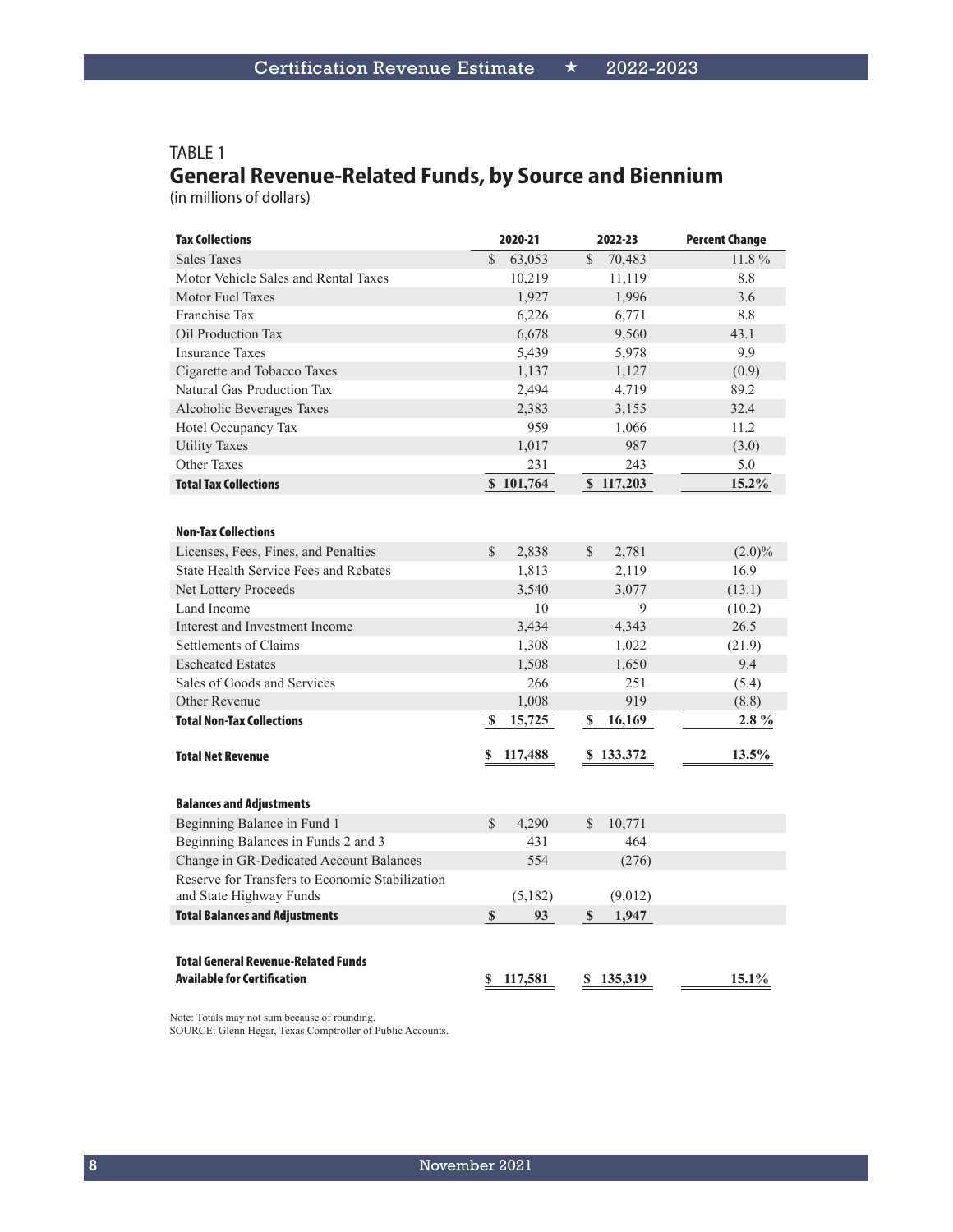TABLE 1

## General Revenue-Related Funds, by Source and Biennium

(in millions of dollars)

| Tax Collections | 2020-21 | 2022-23 | Percent Change |
|---|---|---|---|
| Sales Taxes | $ 63,053 | $ 70,483 | 11.8 % |
| Motor Vehicle Sales and Rental Taxes | 10,219 | 11,119 | 8.8 |
| Motor Fuel Taxes | 1,927 | 1,996 | 3.6 |
| Franchise Tax | 6,226 | 6,771 | 8.8 |
| Oil Production Tax | 6,678 | 9,560 | 43.1 |
| Insurance Taxes | 5,439 | 5,978 | 9.9 |
| Cigarette and Tobacco Taxes | 1,137 | 1,127 | (0.9) |
| Natural Gas Production Tax | 2,494 | 4,719 | 89.2 |
| Alcoholic Beverages Taxes | 2,383 | 3,155 | 32.4 |
| Hotel Occupancy Tax | 959 | 1,066 | 11.2 |
| Utility Taxes | 1,017 | 987 | (3.0) |
| Other Taxes | 231 | 243 | 5.0 |
| **Total Tax Collections** | **$ 101,764** | **$ 117,203** | **15.2%** |
| | | | |
| **Non-Tax Collections** | | | |
| Licenses, Fees, Fines, and Penalties | $ 2,838 | $ 2,781 | (2.0)% |
| State Health Service Fees and Rebates | 1,813 | 2,119 | 16.9 |
| Net Lottery Proceeds | 3,540 | 3,077 | (13.1) |
| Land Income | 10 | 9 | (10.2) |
| Interest and Investment Income | 3,434 | 4,343 | 26.5 |
| Settlements of Claims | 1,308 | 1,022 | (21.9) |
| Escheated Estates | 1,508 | 1,650 | 9.4 |
| Sales of Goods and Services | 266 | 251 | (5.4) |
| Other Revenue | 1,008 | 919 | (8.8) |
| **Total Non-Tax Collections** | **$ 15,725** | **$ 16,169** | **2.8 %** |
| | | | |
| **Total Net Revenue** | **$ 117,488** | **$ 133,372** | **13.5%** |
| | | | |
| **Balances and Adjustments** | | | |
| Beginning Balance in Fund 1 | $ 4,290 | $ 10,771 | |
| Beginning Balances in Funds 2 and 3 | 431 | 464 | |
| Change in GR-Dedicated Account Balances | 554 | (276) | |
| Reserve for Transfers to Economic Stabilization and State Highway Funds | (5,182) | (9,012) | |
| **Total Balances and Adjustments** | **$ 93** | **$ 1,947** | |
| | | | |
| **Total General Revenue-Related Funds Available for Certification** | **$ 117,581** | **$ 135,319** | **15.1%** |

Note: Totals may not sum because of rounding.
SOURCE: Glenn Hegar, Texas Comptroller of Public Accounts.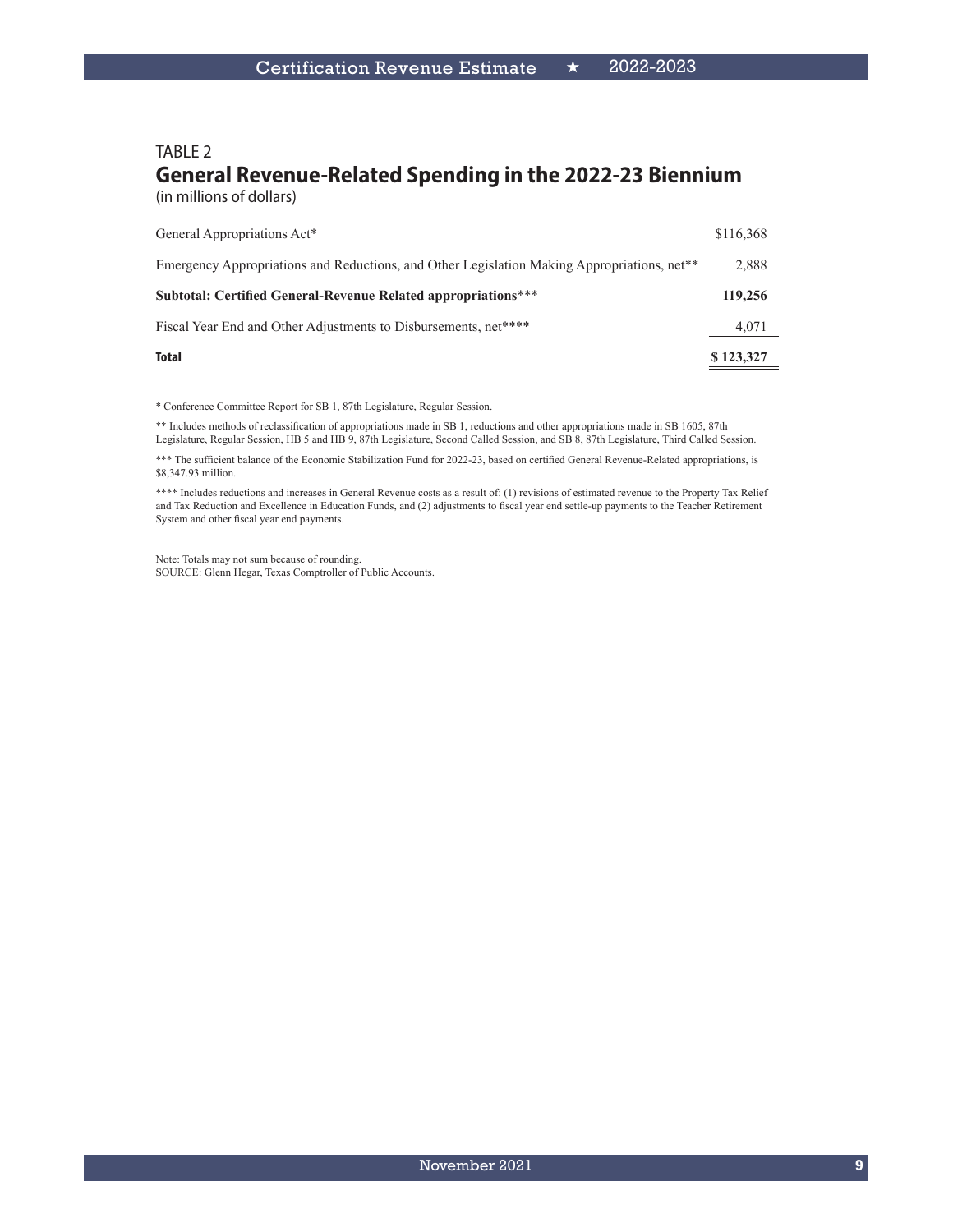## TABLE 2
# General Revenue-Related Spending in the 2022-23 Biennium
(in millions of dollars)

| Item | Amount |
| --- | --- |
| General Appropriations Act* | $116,368 |
| Emergency Appropriations and Reductions, and Other Legislation Making Appropriations, net** | 2,888 |
| **Subtotal: Certified General-Revenue Related appropriations***** | **119,256** |
| Fiscal Year End and Other Adjustments to Disbursements, net**** | 4,071 |
| **Total** | **$ 123,327** |

* Conference Committee Report for SB 1, 87th Legislature, Regular Session.

** Includes methods of reclassification of appropriations made in SB 1, reductions and other appropriations made in SB 1605, 87th Legislature, Regular Session, HB 5 and HB 9, 87th Legislature, Second Called Session, and SB 8, 87th Legislature, Third Called Session.

*** The sufficient balance of the Economic Stabilization Fund for 2022-23, based on certified General Revenue-Related appropriations, is $8,347.93 million.

**** Includes reductions and increases in General Revenue costs as a result of: (1) revisions of estimated revenue to the Property Tax Relief and Tax Reduction and Excellence in Education Funds, and (2) adjustments to fiscal year end settle-up payments to the Teacher Retirement System and other fiscal year end payments.

Note: Totals may not sum because of rounding.
SOURCE: Glenn Hegar, Texas Comptroller of Public Accounts.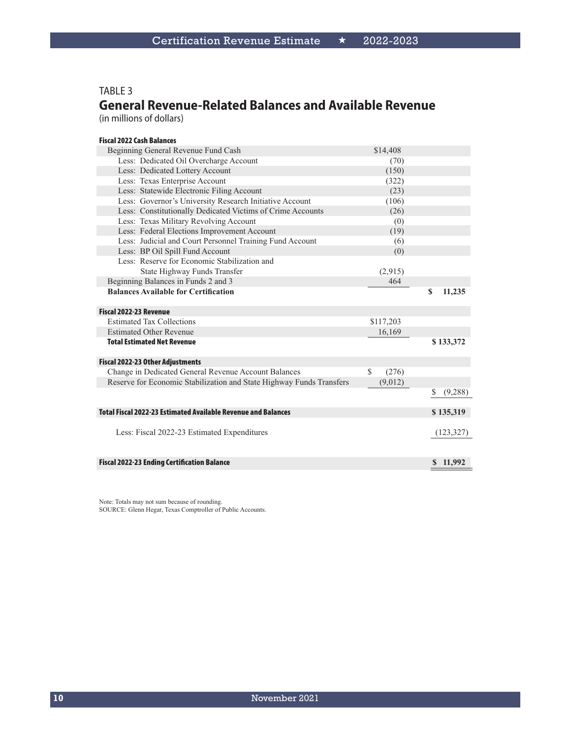TABLE 3

## General Revenue-Related Balances and Available Revenue

(in millions of dollars)

| | | |
|---|---|---|
| **Fiscal 2022 Cash Balances** | | |
| Beginning General Revenue Fund Cash | $14,408 | |
| Less: Dedicated Oil Overcharge Account | (70) | |
| Less: Dedicated Lottery Account | (150) | |
| Less: Texas Enterprise Account | (322) | |
| Less: Statewide Electronic Filing Account | (23) | |
| Less: Governor's University Research Initiative Account | (106) | |
| Less: Constitutionally Dedicated Victims of Crime Accounts | (26) | |
| Less: Texas Military Revolving Account | (0) | |
| Less: Federal Elections Improvement Account | (19) | |
| Less: Judicial and Court Personnel Training Fund Account | (6) | |
| Less: BP Oil Spill Fund Account | (0) | |
| Less: Reserve for Economic Stabilization and State Highway Funds Transfer | (2,915) | |
| Beginning Balances in Funds 2 and 3 | 464 | |
| **Balances Available for Certification** | | **$ 11,235** |
| **Fiscal 2022-23 Revenue** | | |
| Estimated Tax Collections | $117,203 | |
| Estimated Other Revenue | 16,169 | |
| **Total Estimated Net Revenue** | | **$ 133,372** |
| **Fiscal 2022-23 Other Adjustments** | | |
| Change in Dedicated General Revenue Account Balances | $ (276) | |
| Reserve for Economic Stabilization and State Highway Funds Transfers | (9,012) | |
| | | $ (9,288) |
| **Total Fiscal 2022-23 Estimated Available Revenue and Balances** | | **$ 135,319** |
| Less: Fiscal 2022-23 Estimated Expenditures | | (123,327) |
| **Fiscal 2022-23 Ending Certification Balance** | | **$ 11,992** |

Note: Totals may not sum because of rounding.
SOURCE: Glenn Hegar, Texas Comptroller of Public Accounts.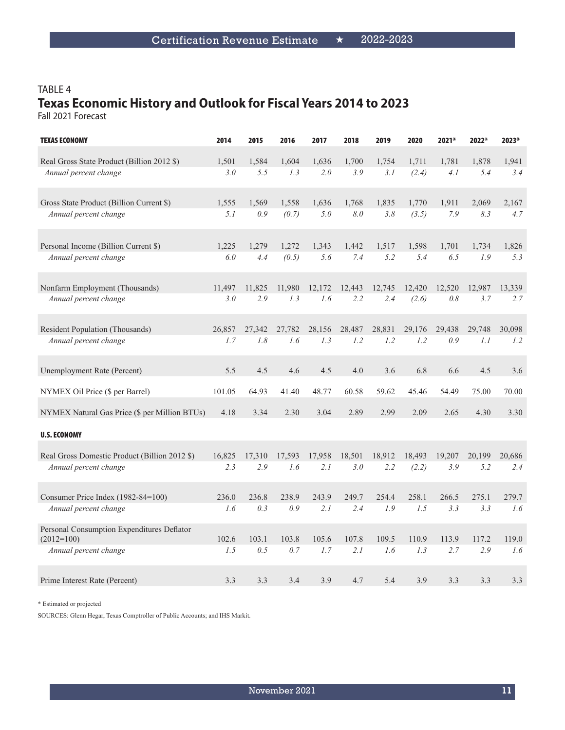TABLE 4

## Texas Economic History and Outlook for Fiscal Years 2014 to 2023

Fall 2021 Forecast

| TEXAS ECONOMY | 2014 | 2015 | 2016 | 2017 | 2018 | 2019 | 2020 | 2021* | 2022* | 2023* |
|---|---|---|---|---|---|---|---|---|---|---|
| Real Gross State Product (Billion 2012 $) | 1,501 | 1,584 | 1,604 | 1,636 | 1,700 | 1,754 | 1,711 | 1,781 | 1,878 | 1,941 |
| *Annual percent change* | *3.0* | *5.5* | *1.3* | *2.0* | *3.9* | *3.1* | *(2.4)* | *4.1* | *5.4* | *3.4* |
| Gross State Product (Billion Current $) | 1,555 | 1,569 | 1,558 | 1,636 | 1,768 | 1,835 | 1,770 | 1,911 | 2,069 | 2,167 |
| *Annual percent change* | *5.1* | *0.9* | *(0.7)* | *5.0* | *8.0* | *3.8* | *(3.5)* | *7.9* | *8.3* | *4.7* |
| Personal Income (Billion Current $) | 1,225 | 1,279 | 1,272 | 1,343 | 1,442 | 1,517 | 1,598 | 1,701 | 1,734 | 1,826 |
| *Annual percent change* | *6.0* | *4.4* | *(0.5)* | *5.6* | *7.4* | *5.2* | *5.4* | *6.5* | *1.9* | *5.3* |
| Nonfarm Employment (Thousands) | 11,497 | 11,825 | 11,980 | 12,172 | 12,443 | 12,745 | 12,420 | 12,520 | 12,987 | 13,339 |
| *Annual percent change* | *3.0* | *2.9* | *1.3* | *1.6* | *2.2* | *2.4* | *(2.6)* | *0.8* | *3.7* | *2.7* |
| Resident Population (Thousands) | 26,857 | 27,342 | 27,782 | 28,156 | 28,487 | 28,831 | 29,176 | 29,438 | 29,748 | 30,098 |
| *Annual percent change* | *1.7* | *1.8* | *1.6* | *1.3* | *1.2* | *1.2* | *1.2* | *0.9* | *1.1* | *1.2* |
| Unemployment Rate (Percent) | 5.5 | 4.5 | 4.6 | 4.5 | 4.0 | 3.6 | 6.8 | 6.6 | 4.5 | 3.6 |
| NYMEX Oil Price ($ per Barrel) | 101.05 | 64.93 | 41.40 | 48.77 | 60.58 | 59.62 | 45.46 | 54.49 | 75.00 | 70.00 |
| NYMEX Natural Gas Price ($ per Million BTUs) | 4.18 | 3.34 | 2.30 | 3.04 | 2.89 | 2.99 | 2.09 | 2.65 | 4.30 | 3.30 |
| **U.S. ECONOMY** | | | | | | | | | | |
| Real Gross Domestic Product (Billion 2012 $) | 16,825 | 17,310 | 17,593 | 17,958 | 18,501 | 18,912 | 18,493 | 19,207 | 20,199 | 20,686 |
| *Annual percent change* | *2.3* | *2.9* | *1.6* | *2.1* | *3.0* | *2.2* | *(2.2)* | *3.9* | *5.2* | *2.4* |
| Consumer Price Index (1982-84=100) | 236.0 | 236.8 | 238.9 | 243.9 | 249.7 | 254.4 | 258.1 | 266.5 | 275.1 | 279.7 |
| *Annual percent change* | *1.6* | *0.3* | *0.9* | *2.1* | *2.4* | *1.9* | *1.5* | *3.3* | *3.3* | *1.6* |
| Personal Consumption Expenditures Deflator (2012=100) | 102.6 | 103.1 | 103.8 | 105.6 | 107.8 | 109.5 | 110.9 | 113.9 | 117.2 | 119.0 |
| *Annual percent change* | *1.5* | *0.5* | *0.7* | *1.7* | *2.1* | *1.6* | *1.3* | *2.7* | *2.9* | *1.6* |
| Prime Interest Rate (Percent) | 3.3 | 3.3 | 3.4 | 3.9 | 4.7 | 5.4 | 3.9 | 3.3 | 3.3 | 3.3 |

* Estimated or projected

SOURCES: Glenn Hegar, Texas Comptroller of Public Accounts; and IHS Markit.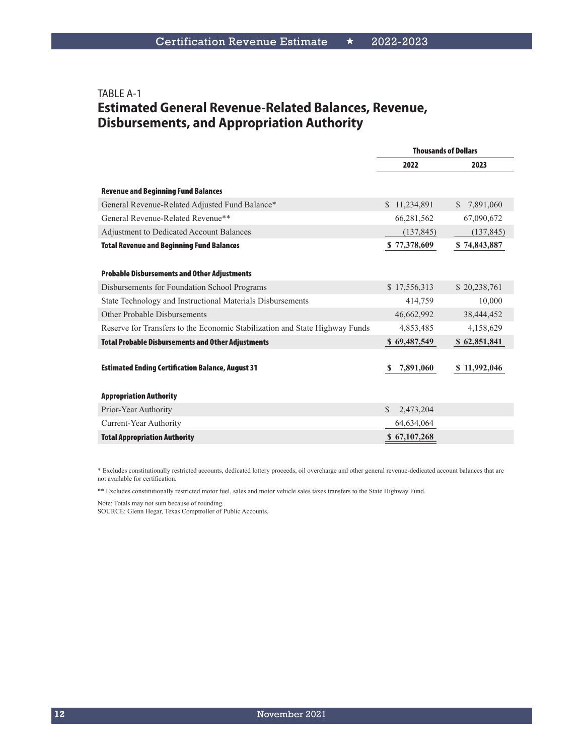TABLE A-1

## Estimated General Revenue-Related Balances, Revenue, Disbursements, and Appropriation Authority

| | Thousands of Dollars | |
|---|---|---|
| | 2022 | 2023 |
| **Revenue and Beginning Fund Balances** | | |
| General Revenue-Related Adjusted Fund Balance* | $ 11,234,891 | $ 7,891,060 |
| General Revenue-Related Revenue** | 66,281,562 | 67,090,672 |
| Adjustment to Dedicated Account Balances | (137,845) | (137,845) |
| **Total Revenue and Beginning Fund Balances** | **$ 77,378,609** | **$ 74,843,887** |
| **Probable Disbursements and Other Adjustments** | | |
| Disbursements for Foundation School Programs | $ 17,556,313 | $ 20,238,761 |
| State Technology and Instructional Materials Disbursements | 414,759 | 10,000 |
| Other Probable Disbursements | 46,662,992 | 38,444,452 |
| Reserve for Transfers to the Economic Stabilization and State Highway Funds | 4,853,485 | 4,158,629 |
| **Total Probable Disbursements and Other Adjustments** | **$ 69,487,549** | **$ 62,851,841** |
| **Estimated Ending Certification Balance, August 31** | **$ 7,891,060** | **$ 11,992,046** |
| **Appropriation Authority** | | |
| Prior-Year Authority | $ 2,473,204 | |
| Current-Year Authority | 64,634,064 | |
| **Total Appropriation Authority** | **$ 67,107,268** | |

* Excludes constitutionally restricted accounts, dedicated lottery proceeds, oil overcharge and other general revenue-dedicated account balances that are not available for certification.

** Excludes constitutionally restricted motor fuel, sales and motor vehicle sales taxes transfers to the State Highway Fund.

Note: Totals may not sum because of rounding.
SOURCE: Glenn Hegar, Texas Comptroller of Public Accounts.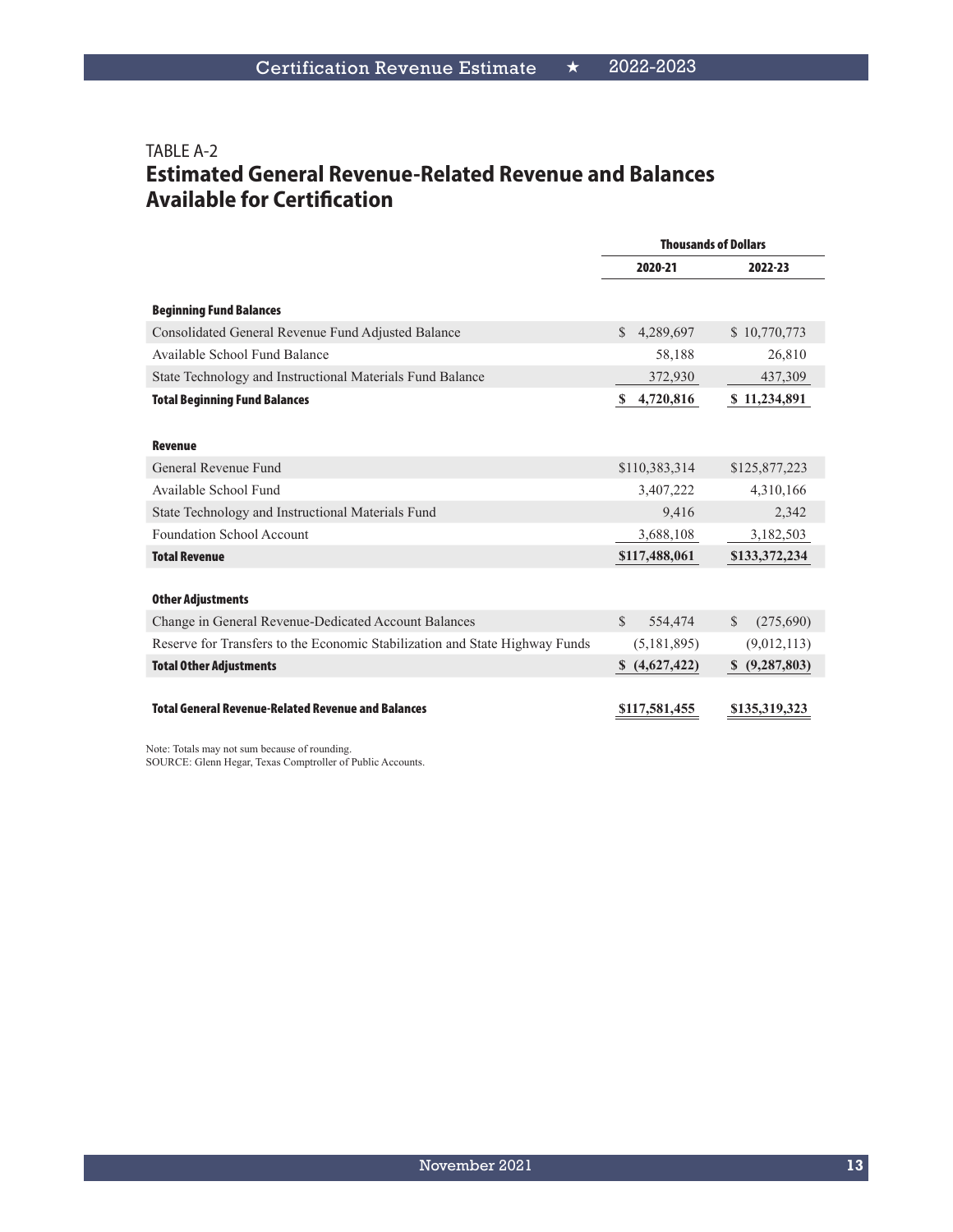TABLE A-2

## Estimated General Revenue-Related Revenue and Balances Available for Certification

| | Thousands of Dollars | |
|---|---|---|
| | 2020-21 | 2022-23 |
| **Beginning Fund Balances** | | |
| Consolidated General Revenue Fund Adjusted Balance | $ 4,289,697 | $ 10,770,773 |
| Available School Fund Balance | 58,188 | 26,810 |
| State Technology and Instructional Materials Fund Balance | 372,930 | 437,309 |
| **Total Beginning Fund Balances** | **$ 4,720,816** | **$ 11,234,891** |
| **Revenue** | | |
| General Revenue Fund | $110,383,314 | $125,877,223 |
| Available School Fund | 3,407,222 | 4,310,166 |
| State Technology and Instructional Materials Fund | 9,416 | 2,342 |
| Foundation School Account | 3,688,108 | 3,182,503 |
| **Total Revenue** | **$117,488,061** | **$133,372,234** |
| **Other Adjustments** | | |
| Change in General Revenue-Dedicated Account Balances | $ 554,474 | $ (275,690) |
| Reserve for Transfers to the Economic Stabilization and State Highway Funds | (5,181,895) | (9,012,113) |
| **Total Other Adjustments** | **$ (4,627,422)** | **$ (9,287,803)** |
| **Total General Revenue-Related Revenue and Balances** | **$117,581,455** | **$135,319,323** |

Note: Totals may not sum because of rounding.
SOURCE: Glenn Hegar, Texas Comptroller of Public Accounts.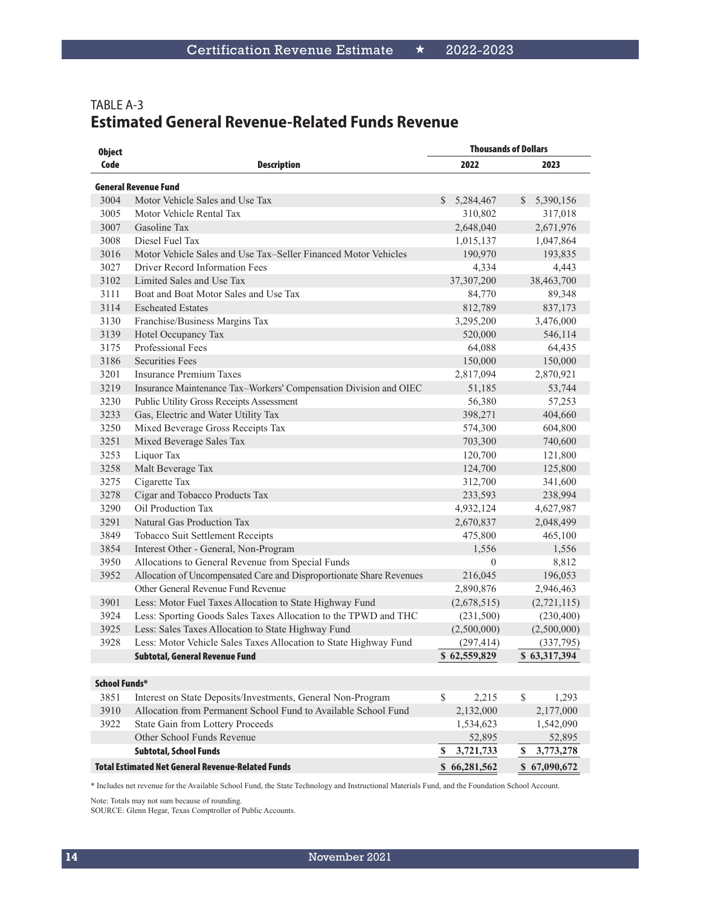TABLE A-3

## Estimated General Revenue-Related Funds Revenue

| Object Code | Description | Thousands of Dollars | |
|---|---|---|---|
| | | 2022 | 2023 |
| **General Revenue Fund** | | | |
| 3004 | Motor Vehicle Sales and Use Tax | $ 5,284,467 | $ 5,390,156 |
| 3005 | Motor Vehicle Rental Tax | 310,802 | 317,018 |
| 3007 | Gasoline Tax | 2,648,040 | 2,671,976 |
| 3008 | Diesel Fuel Tax | 1,015,137 | 1,047,864 |
| 3016 | Motor Vehicle Sales and Use Tax–Seller Financed Motor Vehicles | 190,970 | 193,835 |
| 3027 | Driver Record Information Fees | 4,334 | 4,443 |
| 3102 | Limited Sales and Use Tax | 37,307,200 | 38,463,700 |
| 3111 | Boat and Boat Motor Sales and Use Tax | 84,770 | 89,348 |
| 3114 | Escheated Estates | 812,789 | 837,173 |
| 3130 | Franchise/Business Margins Tax | 3,295,200 | 3,476,000 |
| 3139 | Hotel Occupancy Tax | 520,000 | 546,114 |
| 3175 | Professional Fees | 64,088 | 64,435 |
| 3186 | Securities Fees | 150,000 | 150,000 |
| 3201 | Insurance Premium Taxes | 2,817,094 | 2,870,921 |
| 3219 | Insurance Maintenance Tax–Workers' Compensation Division and OIEC | 51,185 | 53,744 |
| 3230 | Public Utility Gross Receipts Assessment | 56,380 | 57,253 |
| 3233 | Gas, Electric and Water Utility Tax | 398,271 | 404,660 |
| 3250 | Mixed Beverage Gross Receipts Tax | 574,300 | 604,800 |
| 3251 | Mixed Beverage Sales Tax | 703,300 | 740,600 |
| 3253 | Liquor Tax | 120,700 | 121,800 |
| 3258 | Malt Beverage Tax | 124,700 | 125,800 |
| 3275 | Cigarette Tax | 312,700 | 341,600 |
| 3278 | Cigar and Tobacco Products Tax | 233,593 | 238,994 |
| 3290 | Oil Production Tax | 4,932,124 | 4,627,987 |
| 3291 | Natural Gas Production Tax | 2,670,837 | 2,048,499 |
| 3849 | Tobacco Suit Settlement Receipts | 475,800 | 465,100 |
| 3854 | Interest Other - General, Non-Program | 1,556 | 1,556 |
| 3950 | Allocations to General Revenue from Special Funds | 0 | 8,812 |
| 3952 | Allocation of Uncompensated Care and Disproportionate Share Revenues | 216,045 | 196,053 |
| | Other General Revenue Fund Revenue | 2,890,876 | 2,946,463 |
| 3901 | Less: Motor Fuel Taxes Allocation to State Highway Fund | (2,678,515) | (2,721,115) |
| 3924 | Less: Sporting Goods Sales Taxes Allocation to the TPWD and THC | (231,500) | (230,400) |
| 3925 | Less: Sales Taxes Allocation to State Highway Fund | (2,500,000) | (2,500,000) |
| 3928 | Less: Motor Vehicle Sales Taxes Allocation to State Highway Fund | (297,414) | (337,795) |
| | **Subtotal, General Revenue Fund** | **$ 62,559,829** | **$ 63,317,394** |
| **School Funds*** | | | |
| 3851 | Interest on State Deposits/Investments, General Non-Program | $ 2,215 | $ 1,293 |
| 3910 | Allocation from Permanent School Fund to Available School Fund | 2,132,000 | 2,177,000 |
| 3922 | State Gain from Lottery Proceeds | 1,534,623 | 1,542,090 |
| | Other School Funds Revenue | 52,895 | 52,895 |
| | **Subtotal, School Funds** | **$ 3,721,733** | **$ 3,773,278** |
| **Total Estimated Net General Revenue-Related Funds** | | **$ 66,281,562** | **$ 67,090,672** |

* Includes net revenue for the Available School Fund, the State Technology and Instructional Materials Fund, and the Foundation School Account.

Note: Totals may not sum because of rounding.
SOURCE: Glenn Hegar, Texas Comptroller of Public Accounts.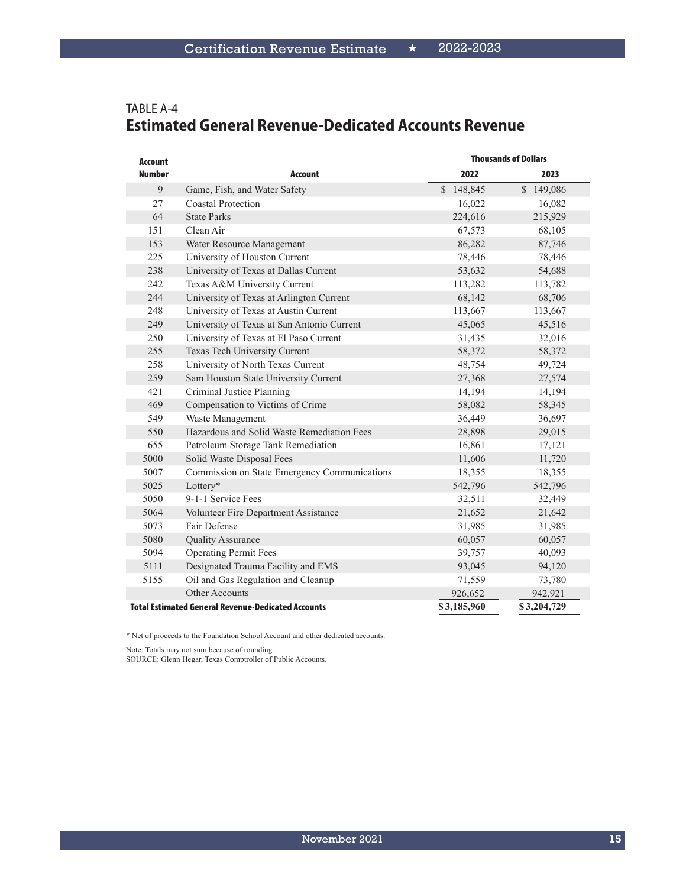TABLE A-4

## Estimated General Revenue-Dedicated Accounts Revenue

| Account Number | Account | Thousands of Dollars | |
|---|---|---|---|
| | | 2022 | 2023 |
| 9 | Game, Fish, and Water Safety | $ 148,845 | $ 149,086 |
| 27 | Coastal Protection | 16,022 | 16,082 |
| 64 | State Parks | 224,616 | 215,929 |
| 151 | Clean Air | 67,573 | 68,105 |
| 153 | Water Resource Management | 86,282 | 87,746 |
| 225 | University of Houston Current | 78,446 | 78,446 |
| 238 | University of Texas at Dallas Current | 53,632 | 54,688 |
| 242 | Texas A&M University Current | 113,282 | 113,782 |
| 244 | University of Texas at Arlington Current | 68,142 | 68,706 |
| 248 | University of Texas at Austin Current | 113,667 | 113,667 |
| 249 | University of Texas at San Antonio Current | 45,065 | 45,516 |
| 250 | University of Texas at El Paso Current | 31,435 | 32,016 |
| 255 | Texas Tech University Current | 58,372 | 58,372 |
| 258 | University of North Texas Current | 48,754 | 49,724 |
| 259 | Sam Houston State University Current | 27,368 | 27,574 |
| 421 | Criminal Justice Planning | 14,194 | 14,194 |
| 469 | Compensation to Victims of Crime | 58,082 | 58,345 |
| 549 | Waste Management | 36,449 | 36,697 |
| 550 | Hazardous and Solid Waste Remediation Fees | 28,898 | 29,015 |
| 655 | Petroleum Storage Tank Remediation | 16,861 | 17,121 |
| 5000 | Solid Waste Disposal Fees | 11,606 | 11,720 |
| 5007 | Commission on State Emergency Communications | 18,355 | 18,355 |
| 5025 | Lottery* | 542,796 | 542,796 |
| 5050 | 9-1-1 Service Fees | 32,511 | 32,449 |
| 5064 | Volunteer Fire Department Assistance | 21,652 | 21,642 |
| 5073 | Fair Defense | 31,985 | 31,985 |
| 5080 | Quality Assurance | 60,057 | 60,057 |
| 5094 | Operating Permit Fees | 39,757 | 40,093 |
| 5111 | Designated Trauma Facility and EMS | 93,045 | 94,120 |
| 5155 | Oil and Gas Regulation and Cleanup | 71,559 | 73,780 |
| | Other Accounts | 926,652 | 942,921 |
| **Total Estimated General Revenue-Dedicated Accounts** | | **$ 3,185,960** | **$ 3,204,729** |

* Net of proceeds to the Foundation School Account and other dedicated accounts.

Note: Totals may not sum because of rounding.
SOURCE: Glenn Hegar, Texas Comptroller of Public Accounts.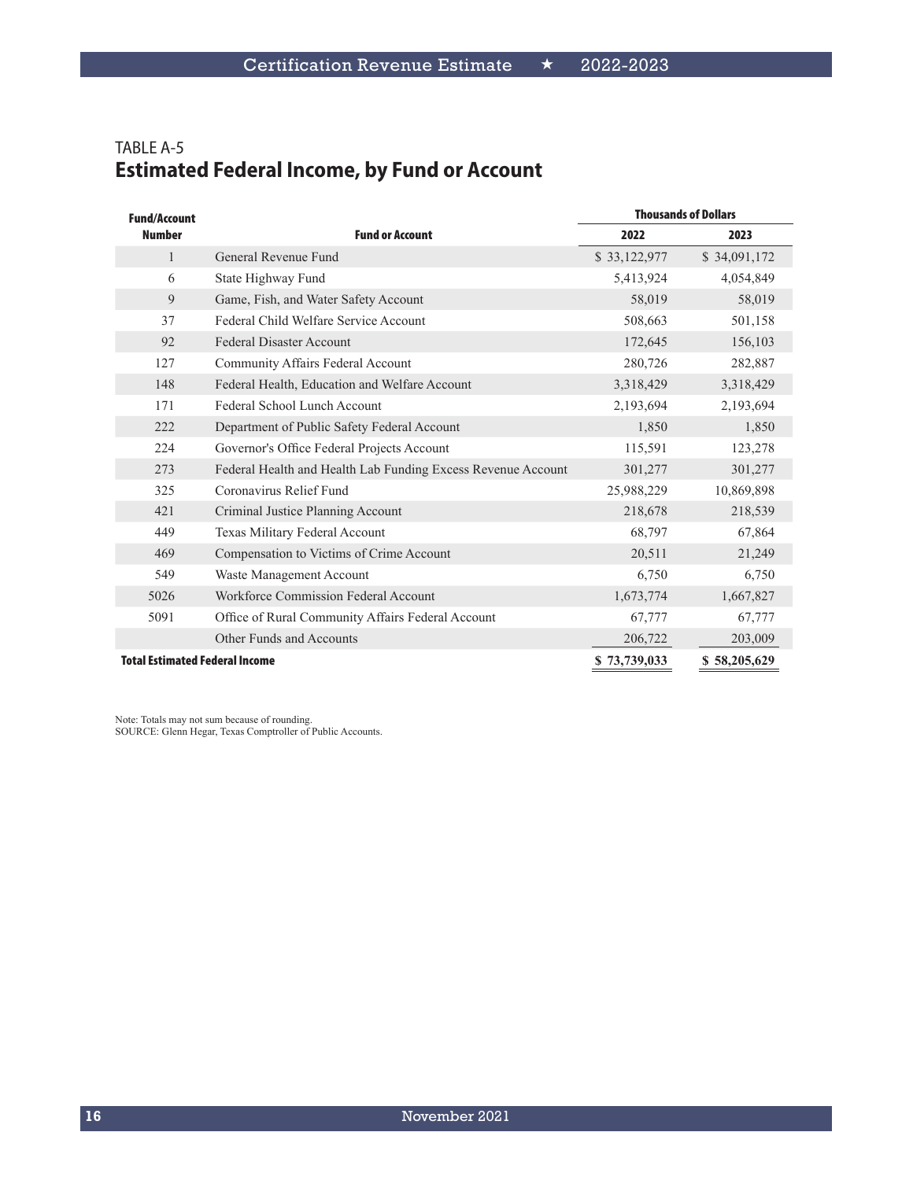TABLE A-5

## Estimated Federal Income, by Fund or Account

| Fund/Account Number | Fund or Account | Thousands of Dollars | |
|---|---|---|---|
| | | 2022 | 2023 |
| 1 | General Revenue Fund | $ 33,122,977 | $ 34,091,172 |
| 6 | State Highway Fund | 5,413,924 | 4,054,849 |
| 9 | Game, Fish, and Water Safety Account | 58,019 | 58,019 |
| 37 | Federal Child Welfare Service Account | 508,663 | 501,158 |
| 92 | Federal Disaster Account | 172,645 | 156,103 |
| 127 | Community Affairs Federal Account | 280,726 | 282,887 |
| 148 | Federal Health, Education and Welfare Account | 3,318,429 | 3,318,429 |
| 171 | Federal School Lunch Account | 2,193,694 | 2,193,694 |
| 222 | Department of Public Safety Federal Account | 1,850 | 1,850 |
| 224 | Governor's Office Federal Projects Account | 115,591 | 123,278 |
| 273 | Federal Health and Health Lab Funding Excess Revenue Account | 301,277 | 301,277 |
| 325 | Coronavirus Relief Fund | 25,988,229 | 10,869,898 |
| 421 | Criminal Justice Planning Account | 218,678 | 218,539 |
| 449 | Texas Military Federal Account | 68,797 | 67,864 |
| 469 | Compensation to Victims of Crime Account | 20,511 | 21,249 |
| 549 | Waste Management Account | 6,750 | 6,750 |
| 5026 | Workforce Commission Federal Account | 1,673,774 | 1,667,827 |
| 5091 | Office of Rural Community Affairs Federal Account | 67,777 | 67,777 |
| | Other Funds and Accounts | 206,722 | 203,009 |
| **Total Estimated Federal Income** | | **$ 73,739,033** | **$ 58,205,629** |

Note: Totals may not sum because of rounding.
SOURCE: Glenn Hegar, Texas Comptroller of Public Accounts.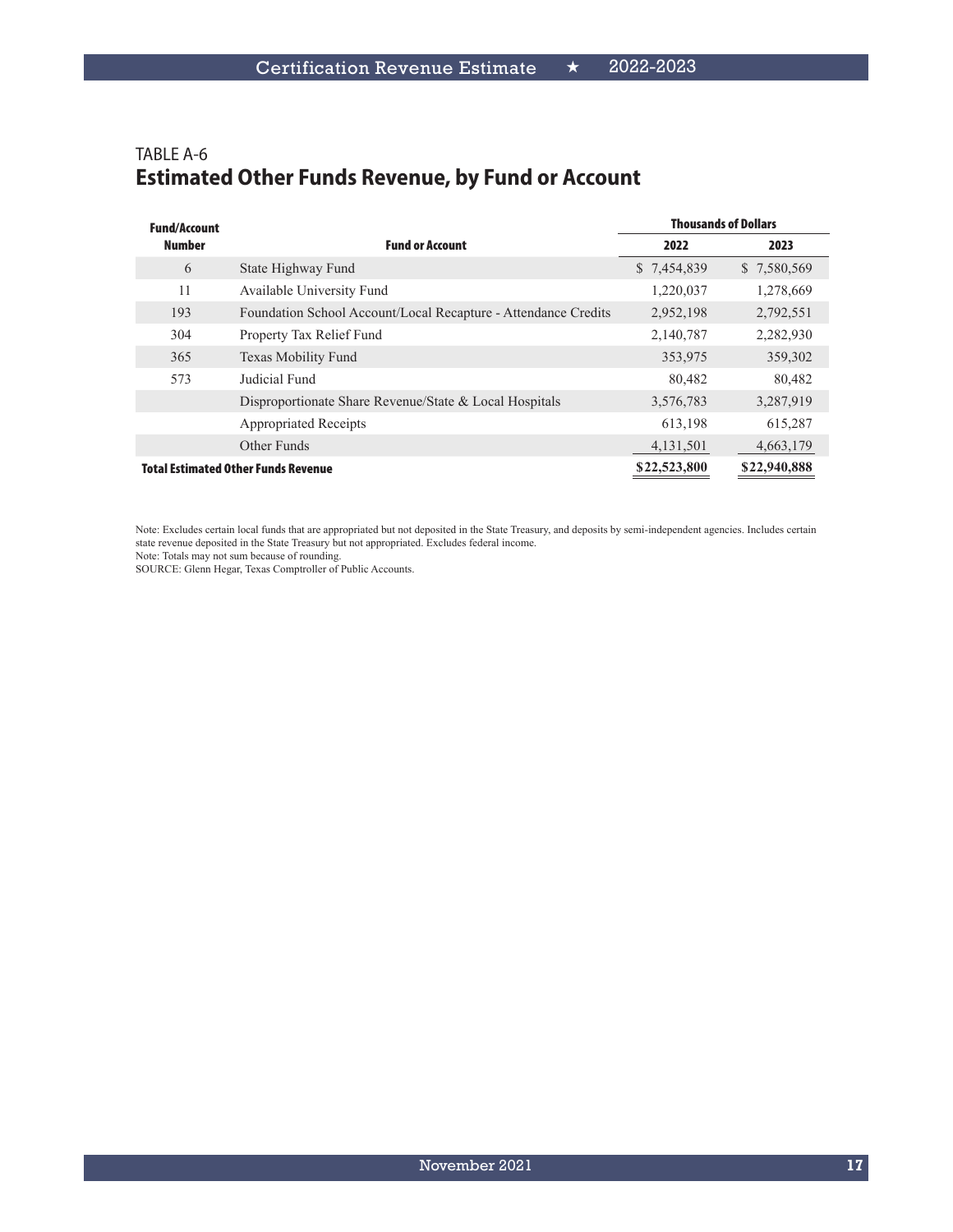TABLE A-6

## Estimated Other Funds Revenue, by Fund or Account

| Fund/Account Number | Fund or Account | Thousands of Dollars 2022 | 2023 |
|---|---|---|---|
| 6 | State Highway Fund | $ 7,454,839 | $ 7,580,569 |
| 11 | Available University Fund | 1,220,037 | 1,278,669 |
| 193 | Foundation School Account/Local Recapture - Attendance Credits | 2,952,198 | 2,792,551 |
| 304 | Property Tax Relief Fund | 2,140,787 | 2,282,930 |
| 365 | Texas Mobility Fund | 353,975 | 359,302 |
| 573 | Judicial Fund | 80,482 | 80,482 |
| | Disproportionate Share Revenue/State & Local Hospitals | 3,576,783 | 3,287,919 |
| | Appropriated Receipts | 613,198 | 615,287 |
| | Other Funds | 4,131,501 | 4,663,179 |
| **Total Estimated Other Funds Revenue** | | **$22,523,800** | **$22,940,888** |

Note: Excludes certain local funds that are appropriated but not deposited in the State Treasury, and deposits by semi-independent agencies. Includes certain state revenue deposited in the State Treasury but not appropriated. Excludes federal income.
Note: Totals may not sum because of rounding.
SOURCE: Glenn Hegar, Texas Comptroller of Public Accounts.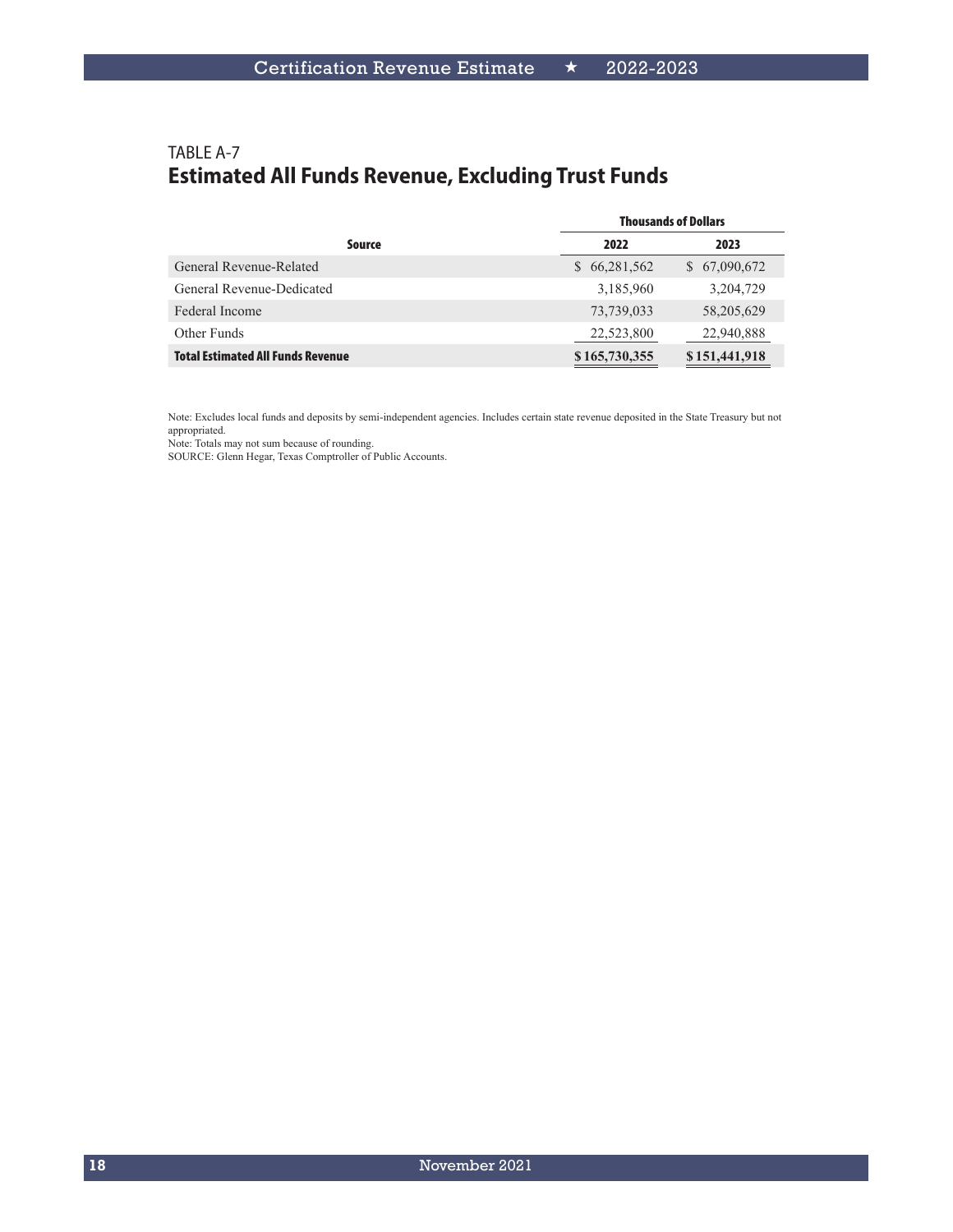TABLE A-7

## Estimated All Funds Revenue, Excluding Trust Funds

| Source | Thousands of Dollars | |
|---|---|---|
| | 2022 | 2023 |
| General Revenue-Related | $ 66,281,562 | $ 67,090,672 |
| General Revenue-Dedicated | 3,185,960 | 3,204,729 |
| Federal Income | 73,739,033 | 58,205,629 |
| Other Funds | 22,523,800 | 22,940,888 |
| **Total Estimated All Funds Revenue** | **$ 165,730,355** | **$ 151,441,918** |

Note: Excludes local funds and deposits by semi-independent agencies. Includes certain state revenue deposited in the State Treasury but not appropriated.
Note: Totals may not sum because of rounding.
SOURCE: Glenn Hegar, Texas Comptroller of Public Accounts.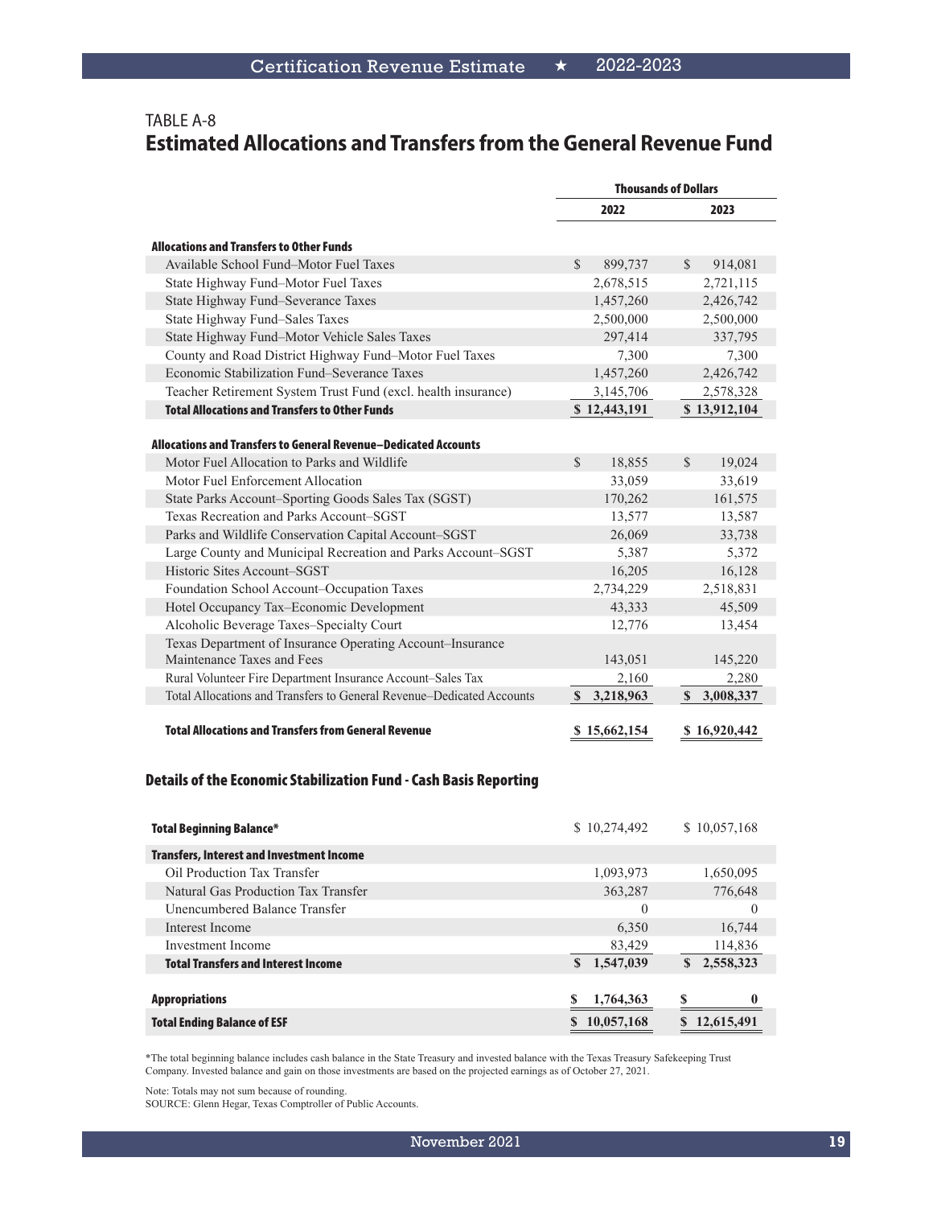TABLE A-8

## Estimated Allocations and Transfers from the General Revenue Fund

| | Thousands of Dollars | |
|---|---|---|
| | 2022 | 2023 |
| **Allocations and Transfers to Other Funds** | | |
| Available School Fund–Motor Fuel Taxes | $ 899,737 | $ 914,081 |
| State Highway Fund–Motor Fuel Taxes | 2,678,515 | 2,721,115 |
| State Highway Fund–Severance Taxes | 1,457,260 | 2,426,742 |
| State Highway Fund–Sales Taxes | 2,500,000 | 2,500,000 |
| State Highway Fund–Motor Vehicle Sales Taxes | 297,414 | 337,795 |
| County and Road District Highway Fund–Motor Fuel Taxes | 7,300 | 7,300 |
| Economic Stabilization Fund–Severance Taxes | 1,457,260 | 2,426,742 |
| Teacher Retirement System Trust Fund (excl. health insurance) | 3,145,706 | 2,578,328 |
| **Total Allocations and Transfers to Other Funds** | **$ 12,443,191** | **$ 13,912,104** |
| **Allocations and Transfers to General Revenue–Dedicated Accounts** | | |
| Motor Fuel Allocation to Parks and Wildlife | $ 18,855 | $ 19,024 |
| Motor Fuel Enforcement Allocation | 33,059 | 33,619 |
| State Parks Account–Sporting Goods Sales Tax (SGST) | 170,262 | 161,575 |
| Texas Recreation and Parks Account–SGST | 13,577 | 13,587 |
| Parks and Wildlife Conservation Capital Account–SGST | 26,069 | 33,738 |
| Large County and Municipal Recreation and Parks Account–SGST | 5,387 | 5,372 |
| Historic Sites Account–SGST | 16,205 | 16,128 |
| Foundation School Account–Occupation Taxes | 2,734,229 | 2,518,831 |
| Hotel Occupancy Tax–Economic Development | 43,333 | 45,509 |
| Alcoholic Beverage Taxes–Specialty Court | 12,776 | 13,454 |
| Texas Department of Insurance Operating Account–Insurance Maintenance Taxes and Fees | 143,051 | 145,220 |
| Rural Volunteer Fire Department Insurance Account–Sales Tax | 2,160 | 2,280 |
| Total Allocations and Transfers to General Revenue–Dedicated Accounts | **$ 3,218,963** | **$ 3,008,337** |
| **Total Allocations and Transfers from General Revenue** | **$ 15,662,154** | **$ 16,920,442** |

### Details of the Economic Stabilization Fund - Cash Basis Reporting

| | 2022 | 2023 |
|---|---|---|
| **Total Beginning Balance*** | $ 10,274,492 | $ 10,057,168 |
| **Transfers, Interest and Investment Income** | | |
| Oil Production Tax Transfer | 1,093,973 | 1,650,095 |
| Natural Gas Production Tax Transfer | 363,287 | 776,648 |
| Unencumbered Balance Transfer | 0 | 0 |
| Interest Income | 6,350 | 16,744 |
| Investment Income | 83,429 | 114,836 |
| **Total Transfers and Interest Income** | **$ 1,547,039** | **$ 2,558,323** |
| **Appropriations** | **$ 1,764,363** | **$ 0** |
| **Total Ending Balance of ESF** | **$ 10,057,168** | **$ 12,615,491** |

*The total beginning balance includes cash balance in the State Treasury and invested balance with the Texas Treasury Safekeeping Trust Company. Invested balance and gain on those investments are based on the projected earnings as of October 27, 2021.

Note: Totals may not sum because of rounding.
SOURCE: Glenn Hegar, Texas Comptroller of Public Accounts.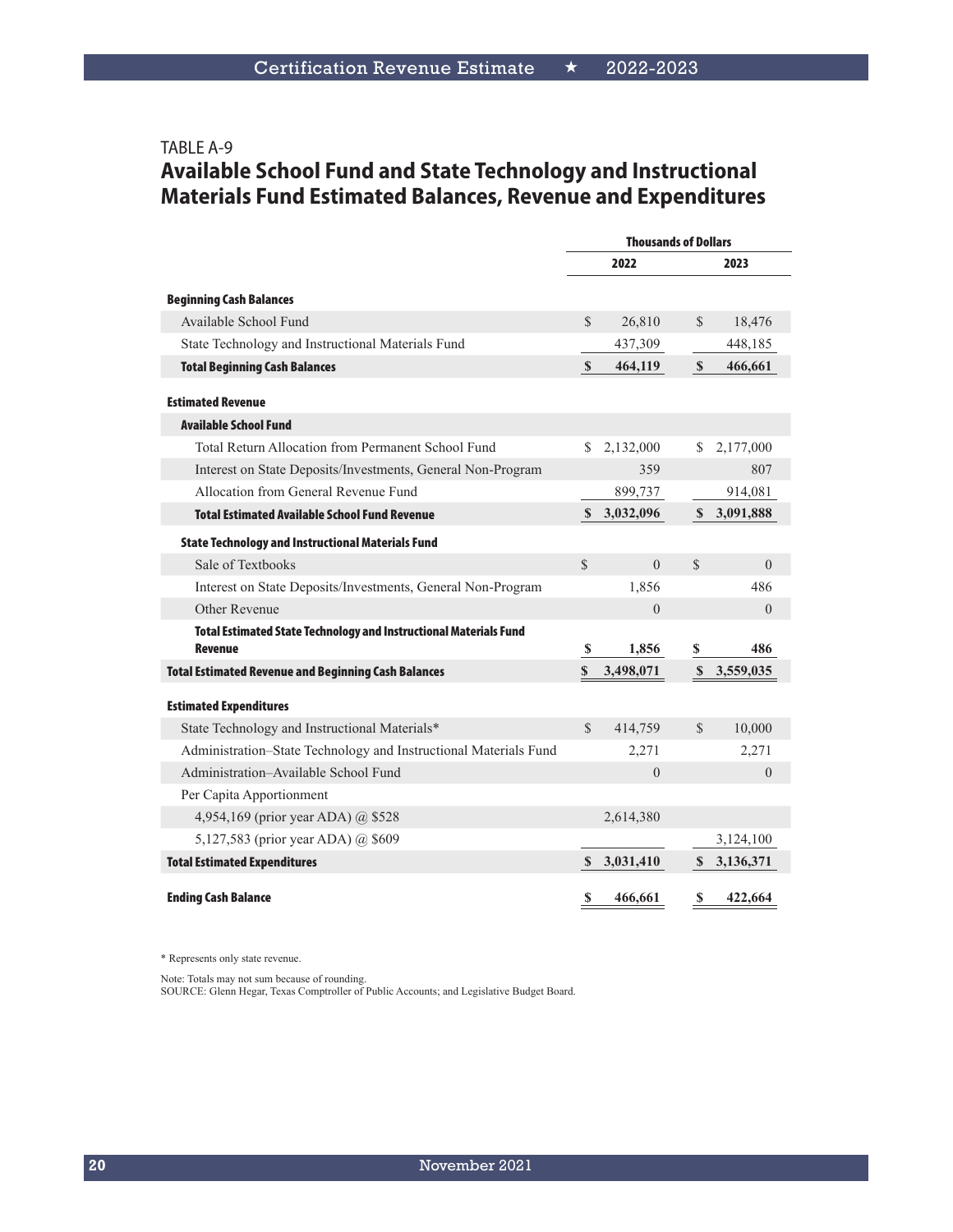TABLE A-9

## Available School Fund and State Technology and Instructional Materials Fund Estimated Balances, Revenue and Expenditures

| | Thousands of Dollars | |
|---|---|---|
| | **2022** | **2023** |
| **Beginning Cash Balances** | | |
| Available School Fund | $ 26,810 | $ 18,476 |
| State Technology and Instructional Materials Fund | 437,309 | 448,185 |
| **Total Beginning Cash Balances** | **$ 464,119** | **$ 466,661** |
| **Estimated Revenue** | | |
| **Available School Fund** | | |
| Total Return Allocation from Permanent School Fund | $ 2,132,000 | $ 2,177,000 |
| Interest on State Deposits/Investments, General Non-Program | 359 | 807 |
| Allocation from General Revenue Fund | 899,737 | 914,081 |
| **Total Estimated Available School Fund Revenue** | **$ 3,032,096** | **$ 3,091,888** |
| **State Technology and Instructional Materials Fund** | | |
| Sale of Textbooks | $ 0 | $ 0 |
| Interest on State Deposits/Investments, General Non-Program | 1,856 | 486 |
| Other Revenue | 0 | 0 |
| **Total Estimated State Technology and Instructional Materials Fund Revenue** | **$ 1,856** | **$ 486** |
| **Total Estimated Revenue and Beginning Cash Balances** | **$ 3,498,071** | **$ 3,559,035** |
| **Estimated Expenditures** | | |
| State Technology and Instructional Materials* | $ 414,759 | $ 10,000 |
| Administration–State Technology and Instructional Materials Fund | 2,271 | 2,271 |
| Administration–Available School Fund | 0 | 0 |
| Per Capita Apportionment | | |
| 4,954,169 (prior year ADA) @ $528 | 2,614,380 | |
| 5,127,583 (prior year ADA) @ $609 | | 3,124,100 |
| **Total Estimated Expenditures** | **$ 3,031,410** | **$ 3,136,371** |
| **Ending Cash Balance** | **$ 466,661** | **$ 422,664** |

* Represents only state revenue.

Note: Totals may not sum because of rounding.
SOURCE: Glenn Hegar, Texas Comptroller of Public Accounts; and Legislative Budget Board.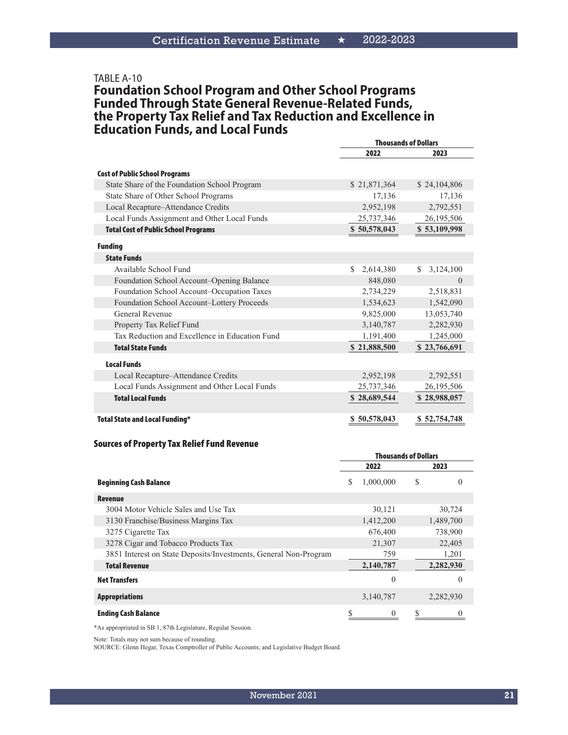TABLE A-10

## Foundation School Program and Other School Programs Funded Through State General Revenue-Related Funds, the Property Tax Relief and Tax Reduction and Excellence in Education Funds, and Local Funds

| | Thousands of Dollars | |
|---|---|---|
| | 2022 | 2023 |
| **Cost of Public School Programs** | | |
| State Share of the Foundation School Program | $ 21,871,364 | $ 24,104,806 |
| State Share of Other School Programs | 17,136 | 17,136 |
| Local Recapture–Attendance Credits | 2,952,198 | 2,792,551 |
| Local Funds Assignment and Other Local Funds | 25,737,346 | 26,195,506 |
| **Total Cost of Public School Programs** | **$ 50,578,043** | **$ 53,109,998** |
| **Funding** | | |
| **State Funds** | | |
| Available School Fund | $ 2,614,380 | $ 3,124,100 |
| Foundation School Account–Opening Balance | 848,080 | 0 |
| Foundation School Account–Occupation Taxes | 2,734,229 | 2,518,831 |
| Foundation School Account–Lottery Proceeds | 1,534,623 | 1,542,090 |
| General Revenue | 9,825,000 | 13,053,740 |
| Property Tax Relief Fund | 3,140,787 | 2,282,930 |
| Tax Reduction and Excellence in Education Fund | 1,191,400 | 1,245,000 |
| **Total State Funds** | **$ 21,888,500** | **$ 23,766,691** |
| **Local Funds** | | |
| Local Recapture–Attendance Credits | 2,952,198 | 2,792,551 |
| Local Funds Assignment and Other Local Funds | 25,737,346 | 26,195,506 |
| **Total Local Funds** | **$ 28,689,544** | **$ 28,988,057** |
| **Total State and Local Funding*** | **$ 50,578,043** | **$ 52,754,748** |

### Sources of Property Tax Relief Fund Revenue

| | Thousands of Dollars | |
|---|---|---|
| | 2022 | 2023 |
| **Beginning Cash Balance** | $ 1,000,000 | $ 0 |
| **Revenue** | | |
| 3004 Motor Vehicle Sales and Use Tax | 30,121 | 30,724 |
| 3130 Franchise/Business Margins Tax | 1,412,200 | 1,489,700 |
| 3275 Cigarette Tax | 676,400 | 738,900 |
| 3278 Cigar and Tobacco Products Tax | 21,307 | 22,405 |
| 3851 Interest on State Deposits/Investments, General Non-Program | 759 | 1,201 |
| **Total Revenue** | **2,140,787** | **2,282,930** |
| **Net Transfers** | 0 | 0 |
| **Appropriations** | 3,140,787 | 2,282,930 |
| **Ending Cash Balance** | $ 0 | $ 0 |

*As appropriated in SB 1, 87th Legislature, Regular Session.

Note: Totals may not sum because of rounding.
SOURCE: Glenn Hegar, Texas Comptroller of Public Accounts; and Legislative Budget Board.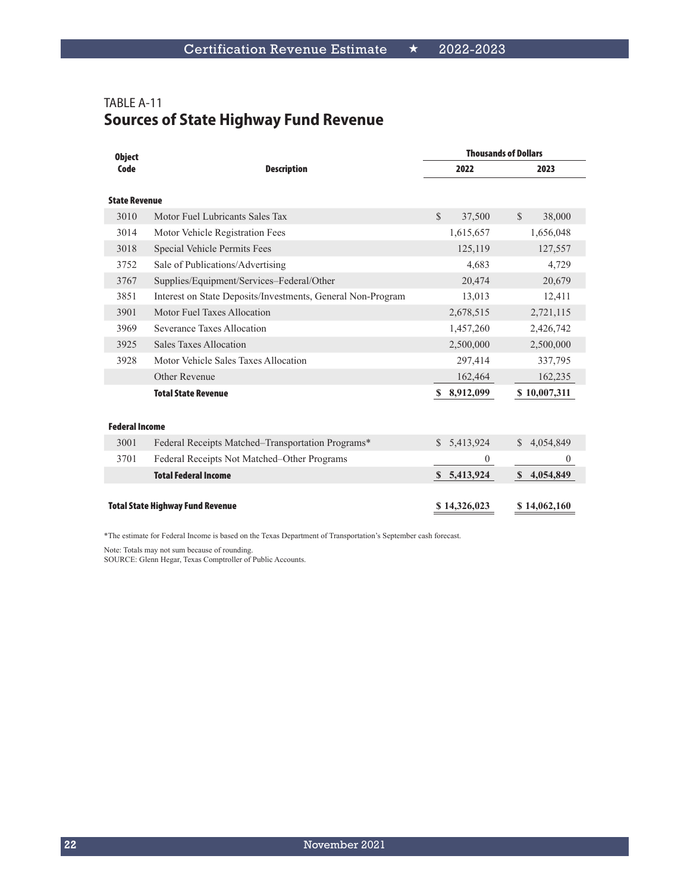TABLE A-11

## Sources of State Highway Fund Revenue

| Object Code | Description | Thousands of Dollars 2022 | 2023 |
|---|---|---|---|
| **State Revenue** | | | |
| 3010 | Motor Fuel Lubricants Sales Tax | $ 37,500 | $ 38,000 |
| 3014 | Motor Vehicle Registration Fees | 1,615,657 | 1,656,048 |
| 3018 | Special Vehicle Permits Fees | 125,119 | 127,557 |
| 3752 | Sale of Publications/Advertising | 4,683 | 4,729 |
| 3767 | Supplies/Equipment/Services–Federal/Other | 20,474 | 20,679 |
| 3851 | Interest on State Deposits/Investments, General Non-Program | 13,013 | 12,411 |
| 3901 | Motor Fuel Taxes Allocation | 2,678,515 | 2,721,115 |
| 3969 | Severance Taxes Allocation | 1,457,260 | 2,426,742 |
| 3925 | Sales Taxes Allocation | 2,500,000 | 2,500,000 |
| 3928 | Motor Vehicle Sales Taxes Allocation | 297,414 | 337,795 |
| | Other Revenue | 162,464 | 162,235 |
| | **Total State Revenue** | **$ 8,912,099** | **$ 10,007,311** |
| **Federal Income** | | | |
| 3001 | Federal Receipts Matched–Transportation Programs* | $ 5,413,924 | $ 4,054,849 |
| 3701 | Federal Receipts Not Matched–Other Programs | 0 | 0 |
| | **Total Federal Income** | **$ 5,413,924** | **$ 4,054,849** |
| **Total State Highway Fund Revenue** | | **$ 14,326,023** | **$ 14,062,160** |

*The estimate for Federal Income is based on the Texas Department of Transportation's September cash forecast.

Note: Totals may not sum because of rounding.
SOURCE: Glenn Hegar, Texas Comptroller of Public Accounts.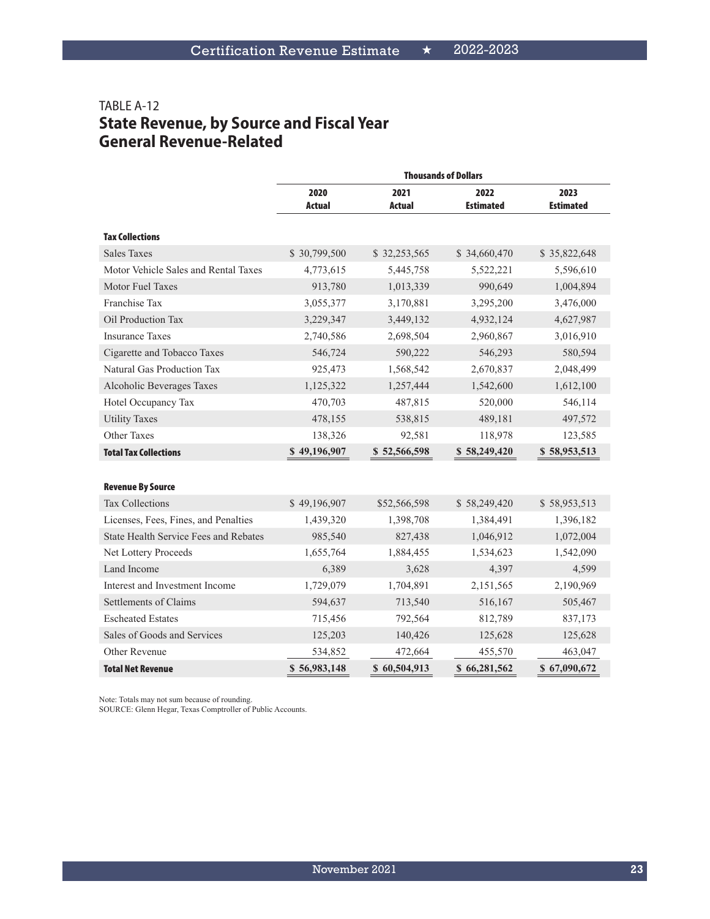TABLE A-12

## State Revenue, by Source and Fiscal Year
## General Revenue-Related

| | Thousands of Dollars | | | |
|---|---|---|---|---|
| | 2020 Actual | 2021 Actual | 2022 Estimated | 2023 Estimated |
| **Tax Collections** | | | | |
| Sales Taxes | $ 30,799,500 | $ 32,253,565 | $ 34,660,470 | $ 35,822,648 |
| Motor Vehicle Sales and Rental Taxes | 4,773,615 | 5,445,758 | 5,522,221 | 5,596,610 |
| Motor Fuel Taxes | 913,780 | 1,013,339 | 990,649 | 1,004,894 |
| Franchise Tax | 3,055,377 | 3,170,881 | 3,295,200 | 3,476,000 |
| Oil Production Tax | 3,229,347 | 3,449,132 | 4,932,124 | 4,627,987 |
| Insurance Taxes | 2,740,586 | 2,698,504 | 2,960,867 | 3,016,910 |
| Cigarette and Tobacco Taxes | 546,724 | 590,222 | 546,293 | 580,594 |
| Natural Gas Production Tax | 925,473 | 1,568,542 | 2,670,837 | 2,048,499 |
| Alcoholic Beverages Taxes | 1,125,322 | 1,257,444 | 1,542,600 | 1,612,100 |
| Hotel Occupancy Tax | 470,703 | 487,815 | 520,000 | 546,114 |
| Utility Taxes | 478,155 | 538,815 | 489,181 | 497,572 |
| Other Taxes | 138,326 | 92,581 | 118,978 | 123,585 |
| **Total Tax Collections** | **$ 49,196,907** | **$ 52,566,598** | **$ 58,249,420** | **$ 58,953,513** |
| **Revenue By Source** | | | | |
| Tax Collections | $ 49,196,907 | $52,566,598 | $ 58,249,420 | $ 58,953,513 |
| Licenses, Fees, Fines, and Penalties | 1,439,320 | 1,398,708 | 1,384,491 | 1,396,182 |
| State Health Service Fees and Rebates | 985,540 | 827,438 | 1,046,912 | 1,072,004 |
| Net Lottery Proceeds | 1,655,764 | 1,884,455 | 1,534,623 | 1,542,090 |
| Land Income | 6,389 | 3,628 | 4,397 | 4,599 |
| Interest and Investment Income | 1,729,079 | 1,704,891 | 2,151,565 | 2,190,969 |
| Settlements of Claims | 594,637 | 713,540 | 516,167 | 505,467 |
| Escheated Estates | 715,456 | 792,564 | 812,789 | 837,173 |
| Sales of Goods and Services | 125,203 | 140,426 | 125,628 | 125,628 |
| Other Revenue | 534,852 | 472,664 | 455,570 | 463,047 |
| **Total Net Revenue** | **$ 56,983,148** | **$ 60,504,913** | **$ 66,281,562** | **$ 67,090,672** |

Note: Totals may not sum because of rounding.
SOURCE: Glenn Hegar, Texas Comptroller of Public Accounts.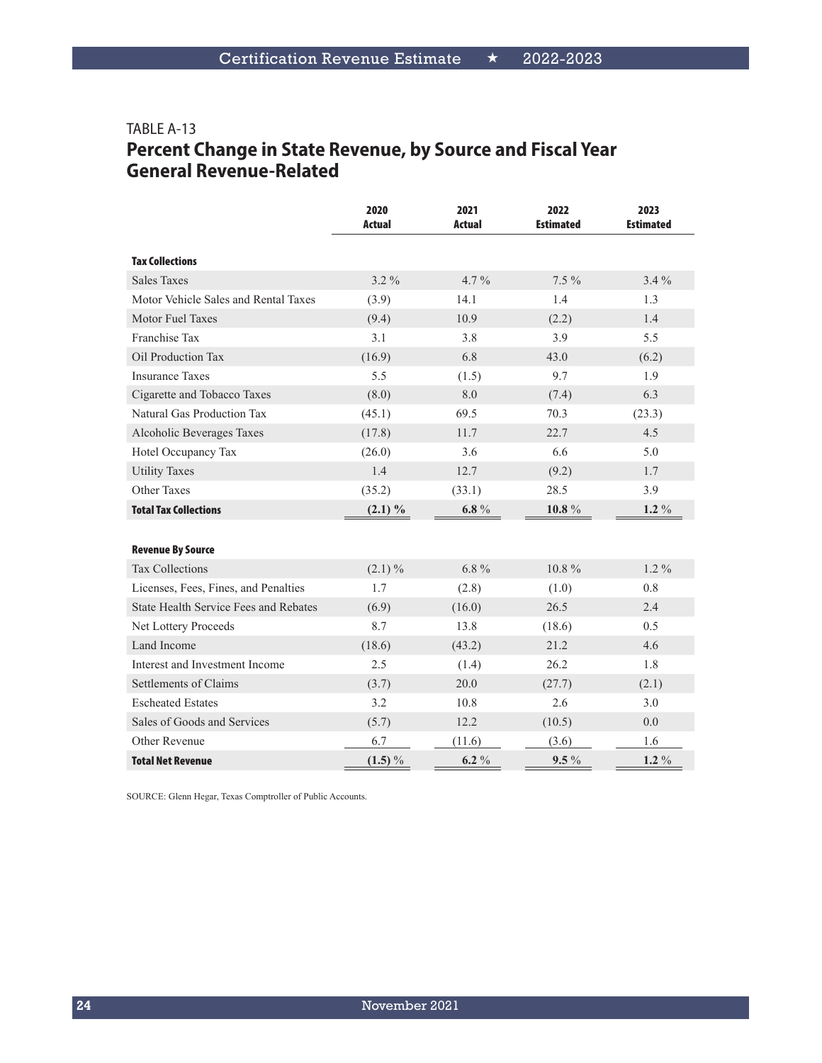TABLE A-13

## Percent Change in State Revenue, by Source and Fiscal Year General Revenue-Related

| | 2020 Actual | 2021 Actual | 2022 Estimated | 2023 Estimated |
|---|---|---|---|---|
| **Tax Collections** | | | | |
| Sales Taxes | 3.2 % | 4.7 % | 7.5 % | 3.4 % |
| Motor Vehicle Sales and Rental Taxes | (3.9) | 14.1 | 1.4 | 1.3 |
| Motor Fuel Taxes | (9.4) | 10.9 | (2.2) | 1.4 |
| Franchise Tax | 3.1 | 3.8 | 3.9 | 5.5 |
| Oil Production Tax | (16.9) | 6.8 | 43.0 | (6.2) |
| Insurance Taxes | 5.5 | (1.5) | 9.7 | 1.9 |
| Cigarette and Tobacco Taxes | (8.0) | 8.0 | (7.4) | 6.3 |
| Natural Gas Production Tax | (45.1) | 69.5 | 70.3 | (23.3) |
| Alcoholic Beverages Taxes | (17.8) | 11.7 | 22.7 | 4.5 |
| Hotel Occupancy Tax | (26.0) | 3.6 | 6.6 | 5.0 |
| Utility Taxes | 1.4 | 12.7 | (9.2) | 1.7 |
| Other Taxes | (35.2) | (33.1) | 28.5 | 3.9 |
| **Total Tax Collections** | **(2.1) %** | **6.8 %** | **10.8 %** | **1.2 %** |
| **Revenue By Source** | | | | |
| Tax Collections | (2.1) % | 6.8 % | 10.8 % | 1.2 % |
| Licenses, Fees, Fines, and Penalties | 1.7 | (2.8) | (1.0) | 0.8 |
| State Health Service Fees and Rebates | (6.9) | (16.0) | 26.5 | 2.4 |
| Net Lottery Proceeds | 8.7 | 13.8 | (18.6) | 0.5 |
| Land Income | (18.6) | (43.2) | 21.2 | 4.6 |
| Interest and Investment Income | 2.5 | (1.4) | 26.2 | 1.8 |
| Settlements of Claims | (3.7) | 20.0 | (27.7) | (2.1) |
| Escheated Estates | 3.2 | 10.8 | 2.6 | 3.0 |
| Sales of Goods and Services | (5.7) | 12.2 | (10.5) | 0.0 |
| Other Revenue | 6.7 | (11.6) | (3.6) | 1.6 |
| **Total Net Revenue** | **(1.5) %** | **6.2 %** | **9.5 %** | **1.2 %** |

SOURCE: Glenn Hegar, Texas Comptroller of Public Accounts.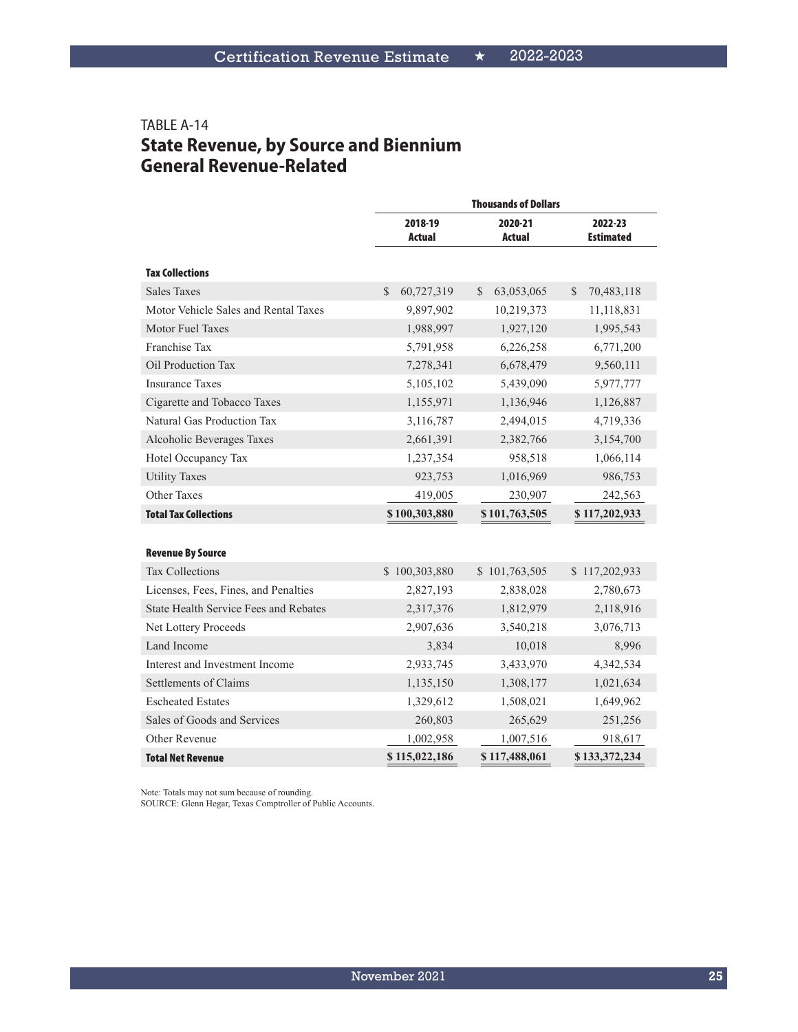TABLE A-14

## State Revenue, by Source and Biennium General Revenue-Related

| | Thousands of Dollars | | |
|---|---|---|---|
| | 2018-19 Actual | 2020-21 Actual | 2022-23 Estimated |
| **Tax Collections** | | | |
| Sales Taxes | $ 60,727,319 | $ 63,053,065 | $ 70,483,118 |
| Motor Vehicle Sales and Rental Taxes | 9,897,902 | 10,219,373 | 11,118,831 |
| Motor Fuel Taxes | 1,988,997 | 1,927,120 | 1,995,543 |
| Franchise Tax | 5,791,958 | 6,226,258 | 6,771,200 |
| Oil Production Tax | 7,278,341 | 6,678,479 | 9,560,111 |
| Insurance Taxes | 5,105,102 | 5,439,090 | 5,977,777 |
| Cigarette and Tobacco Taxes | 1,155,971 | 1,136,946 | 1,126,887 |
| Natural Gas Production Tax | 3,116,787 | 2,494,015 | 4,719,336 |
| Alcoholic Beverages Taxes | 2,661,391 | 2,382,766 | 3,154,700 |
| Hotel Occupancy Tax | 1,237,354 | 958,518 | 1,066,114 |
| Utility Taxes | 923,753 | 1,016,969 | 986,753 |
| Other Taxes | 419,005 | 230,907 | 242,563 |
| **Total Tax Collections** | **$ 100,303,880** | **$ 101,763,505** | **$ 117,202,933** |
| **Revenue By Source** | | | |
| Tax Collections | $ 100,303,880 | $ 101,763,505 | $ 117,202,933 |
| Licenses, Fees, Fines, and Penalties | 2,827,193 | 2,838,028 | 2,780,673 |
| State Health Service Fees and Rebates | 2,317,376 | 1,812,979 | 2,118,916 |
| Net Lottery Proceeds | 2,907,636 | 3,540,218 | 3,076,713 |
| Land Income | 3,834 | 10,018 | 8,996 |
| Interest and Investment Income | 2,933,745 | 3,433,970 | 4,342,534 |
| Settlements of Claims | 1,135,150 | 1,308,177 | 1,021,634 |
| Escheated Estates | 1,329,612 | 1,508,021 | 1,649,962 |
| Sales of Goods and Services | 260,803 | 265,629 | 251,256 |
| Other Revenue | 1,002,958 | 1,007,516 | 918,617 |
| **Total Net Revenue** | **$ 115,022,186** | **$ 117,488,061** | **$ 133,372,234** |

Note: Totals may not sum because of rounding.
SOURCE: Glenn Hegar, Texas Comptroller of Public Accounts.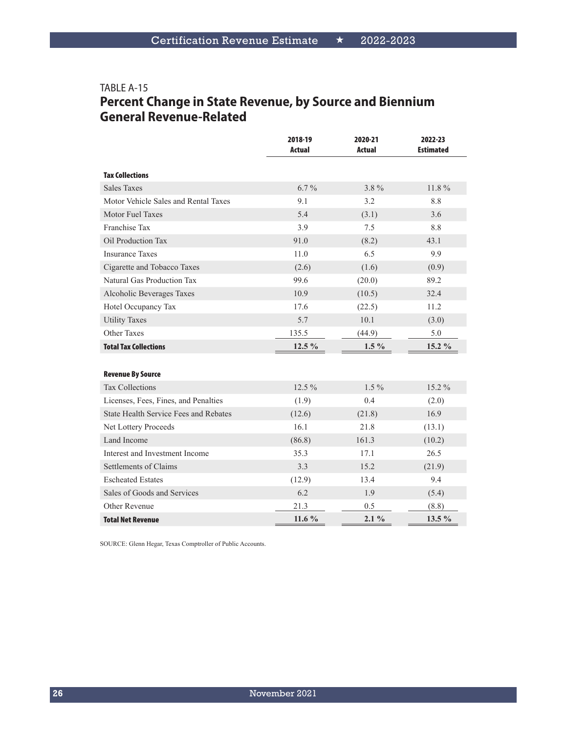TABLE A-15

## Percent Change in State Revenue, by Source and Biennium General Revenue-Related

| | 2018-19 Actual | 2020-21 Actual | 2022-23 Estimated |
|---|---|---|---|
| **Tax Collections** | | | |
| Sales Taxes | 6.7 % | 3.8 % | 11.8 % |
| Motor Vehicle Sales and Rental Taxes | 9.1 | 3.2 | 8.8 |
| Motor Fuel Taxes | 5.4 | (3.1) | 3.6 |
| Franchise Tax | 3.9 | 7.5 | 8.8 |
| Oil Production Tax | 91.0 | (8.2) | 43.1 |
| Insurance Taxes | 11.0 | 6.5 | 9.9 |
| Cigarette and Tobacco Taxes | (2.6) | (1.6) | (0.9) |
| Natural Gas Production Tax | 99.6 | (20.0) | 89.2 |
| Alcoholic Beverages Taxes | 10.9 | (10.5) | 32.4 |
| Hotel Occupancy Tax | 17.6 | (22.5) | 11.2 |
| Utility Taxes | 5.7 | 10.1 | (3.0) |
| Other Taxes | 135.5 | (44.9) | 5.0 |
| **Total Tax Collections** | **12.5 %** | **1.5 %** | **15.2 %** |
| | | | |
| **Revenue By Source** | | | |
| Tax Collections | 12.5 % | 1.5 % | 15.2 % |
| Licenses, Fees, Fines, and Penalties | (1.9) | 0.4 | (2.0) |
| State Health Service Fees and Rebates | (12.6) | (21.8) | 16.9 |
| Net Lottery Proceeds | 16.1 | 21.8 | (13.1) |
| Land Income | (86.8) | 161.3 | (10.2) |
| Interest and Investment Income | 35.3 | 17.1 | 26.5 |
| Settlements of Claims | 3.3 | 15.2 | (21.9) |
| Escheated Estates | (12.9) | 13.4 | 9.4 |
| Sales of Goods and Services | 6.2 | 1.9 | (5.4) |
| Other Revenue | 21.3 | 0.5 | (8.8) |
| **Total Net Revenue** | **11.6 %** | **2.1 %** | **13.5 %** |

SOURCE: Glenn Hegar, Texas Comptroller of Public Accounts.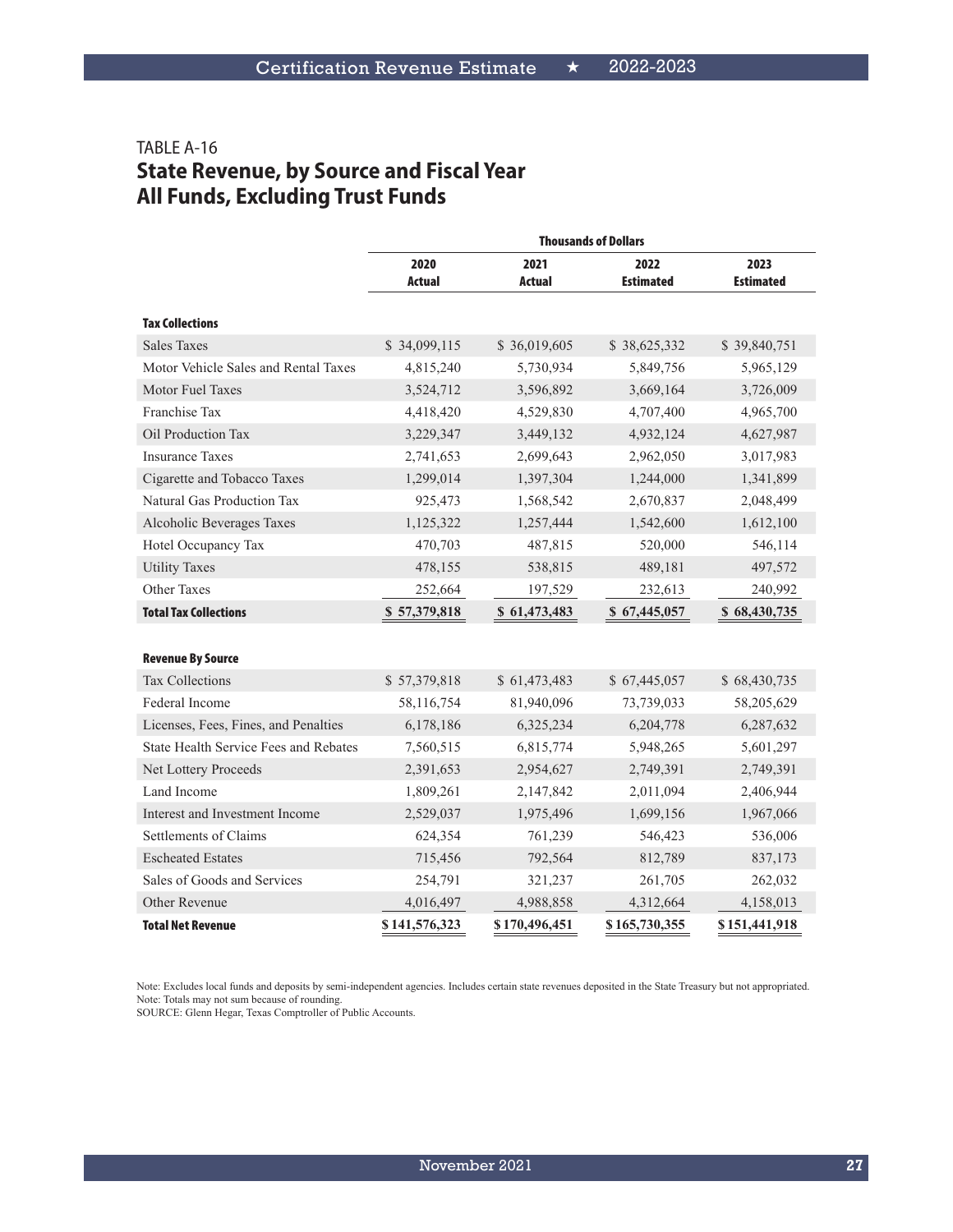TABLE A-16

## State Revenue, by Source and Fiscal Year All Funds, Excluding Trust Funds

| | Thousands of Dollars | | | |
|---|---|---|---|---|
| | 2020 Actual | 2021 Actual | 2022 Estimated | 2023 Estimated |
| **Tax Collections** | | | | |
| Sales Taxes | $ 34,099,115 | $ 36,019,605 | $ 38,625,332 | $ 39,840,751 |
| Motor Vehicle Sales and Rental Taxes | 4,815,240 | 5,730,934 | 5,849,756 | 5,965,129 |
| Motor Fuel Taxes | 3,524,712 | 3,596,892 | 3,669,164 | 3,726,009 |
| Franchise Tax | 4,418,420 | 4,529,830 | 4,707,400 | 4,965,700 |
| Oil Production Tax | 3,229,347 | 3,449,132 | 4,932,124 | 4,627,987 |
| Insurance Taxes | 2,741,653 | 2,699,643 | 2,962,050 | 3,017,983 |
| Cigarette and Tobacco Taxes | 1,299,014 | 1,397,304 | 1,244,000 | 1,341,899 |
| Natural Gas Production Tax | 925,473 | 1,568,542 | 2,670,837 | 2,048,499 |
| Alcoholic Beverages Taxes | 1,125,322 | 1,257,444 | 1,542,600 | 1,612,100 |
| Hotel Occupancy Tax | 470,703 | 487,815 | 520,000 | 546,114 |
| Utility Taxes | 478,155 | 538,815 | 489,181 | 497,572 |
| Other Taxes | 252,664 | 197,529 | 232,613 | 240,992 |
| **Total Tax Collections** | **$ 57,379,818** | **$ 61,473,483** | **$ 67,445,057** | **$ 68,430,735** |
| **Revenue By Source** | | | | |
| Tax Collections | $ 57,379,818 | $ 61,473,483 | $ 67,445,057 | $ 68,430,735 |
| Federal Income | 58,116,754 | 81,940,096 | 73,739,033 | 58,205,629 |
| Licenses, Fees, Fines, and Penalties | 6,178,186 | 6,325,234 | 6,204,778 | 6,287,632 |
| State Health Service Fees and Rebates | 7,560,515 | 6,815,774 | 5,948,265 | 5,601,297 |
| Net Lottery Proceeds | 2,391,653 | 2,954,627 | 2,749,391 | 2,749,391 |
| Land Income | 1,809,261 | 2,147,842 | 2,011,094 | 2,406,944 |
| Interest and Investment Income | 2,529,037 | 1,975,496 | 1,699,156 | 1,967,066 |
| Settlements of Claims | 624,354 | 761,239 | 546,423 | 536,006 |
| Escheated Estates | 715,456 | 792,564 | 812,789 | 837,173 |
| Sales of Goods and Services | 254,791 | 321,237 | 261,705 | 262,032 |
| Other Revenue | 4,016,497 | 4,988,858 | 4,312,664 | 4,158,013 |
| **Total Net Revenue** | **$ 141,576,323** | **$ 170,496,451** | **$ 165,730,355** | **$ 151,441,918** |

Note: Excludes local funds and deposits by semi-independent agencies. Includes certain state revenues deposited in the State Treasury but not appropriated.
Note: Totals may not sum because of rounding.
SOURCE: Glenn Hegar, Texas Comptroller of Public Accounts.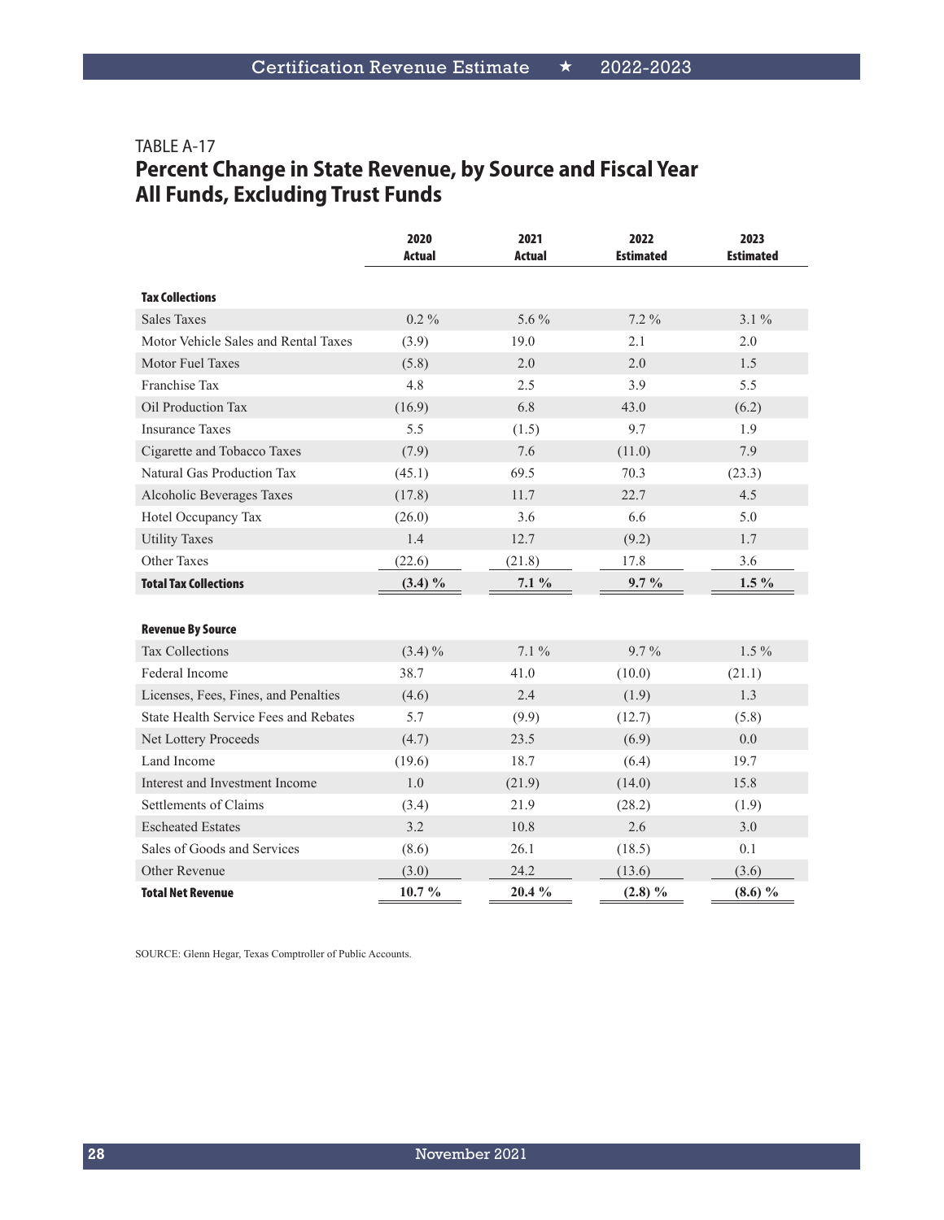TABLE A-17

## Percent Change in State Revenue, by Source and Fiscal Year All Funds, Excluding Trust Funds

| | 2020 Actual | 2021 Actual | 2022 Estimated | 2023 Estimated |
|---|---|---|---|---|
| **Tax Collections** | | | | |
| Sales Taxes | 0.2 % | 5.6 % | 7.2 % | 3.1 % |
| Motor Vehicle Sales and Rental Taxes | (3.9) | 19.0 | 2.1 | 2.0 |
| Motor Fuel Taxes | (5.8) | 2.0 | 2.0 | 1.5 |
| Franchise Tax | 4.8 | 2.5 | 3.9 | 5.5 |
| Oil Production Tax | (16.9) | 6.8 | 43.0 | (6.2) |
| Insurance Taxes | 5.5 | (1.5) | 9.7 | 1.9 |
| Cigarette and Tobacco Taxes | (7.9) | 7.6 | (11.0) | 7.9 |
| Natural Gas Production Tax | (45.1) | 69.5 | 70.3 | (23.3) |
| Alcoholic Beverages Taxes | (17.8) | 11.7 | 22.7 | 4.5 |
| Hotel Occupancy Tax | (26.0) | 3.6 | 6.6 | 5.0 |
| Utility Taxes | 1.4 | 12.7 | (9.2) | 1.7 |
| Other Taxes | (22.6) | (21.8) | 17.8 | 3.6 |
| **Total Tax Collections** | **(3.4) %** | **7.1 %** | **9.7 %** | **1.5 %** |
| | | | | |
| **Revenue By Source** | | | | |
| Tax Collections | (3.4) % | 7.1 % | 9.7 % | 1.5 % |
| Federal Income | 38.7 | 41.0 | (10.0) | (21.1) |
| Licenses, Fees, Fines, and Penalties | (4.6) | 2.4 | (1.9) | 1.3 |
| State Health Service Fees and Rebates | 5.7 | (9.9) | (12.7) | (5.8) |
| Net Lottery Proceeds | (4.7) | 23.5 | (6.9) | 0.0 |
| Land Income | (19.6) | 18.7 | (6.4) | 19.7 |
| Interest and Investment Income | 1.0 | (21.9) | (14.0) | 15.8 |
| Settlements of Claims | (3.4) | 21.9 | (28.2) | (1.9) |
| Escheated Estates | 3.2 | 10.8 | 2.6 | 3.0 |
| Sales of Goods and Services | (8.6) | 26.1 | (18.5) | 0.1 |
| Other Revenue | (3.0) | 24.2 | (13.6) | (3.6) |
| **Total Net Revenue** | **10.7 %** | **20.4 %** | **(2.8) %** | **(8.6) %** |

SOURCE: Glenn Hegar, Texas Comptroller of Public Accounts.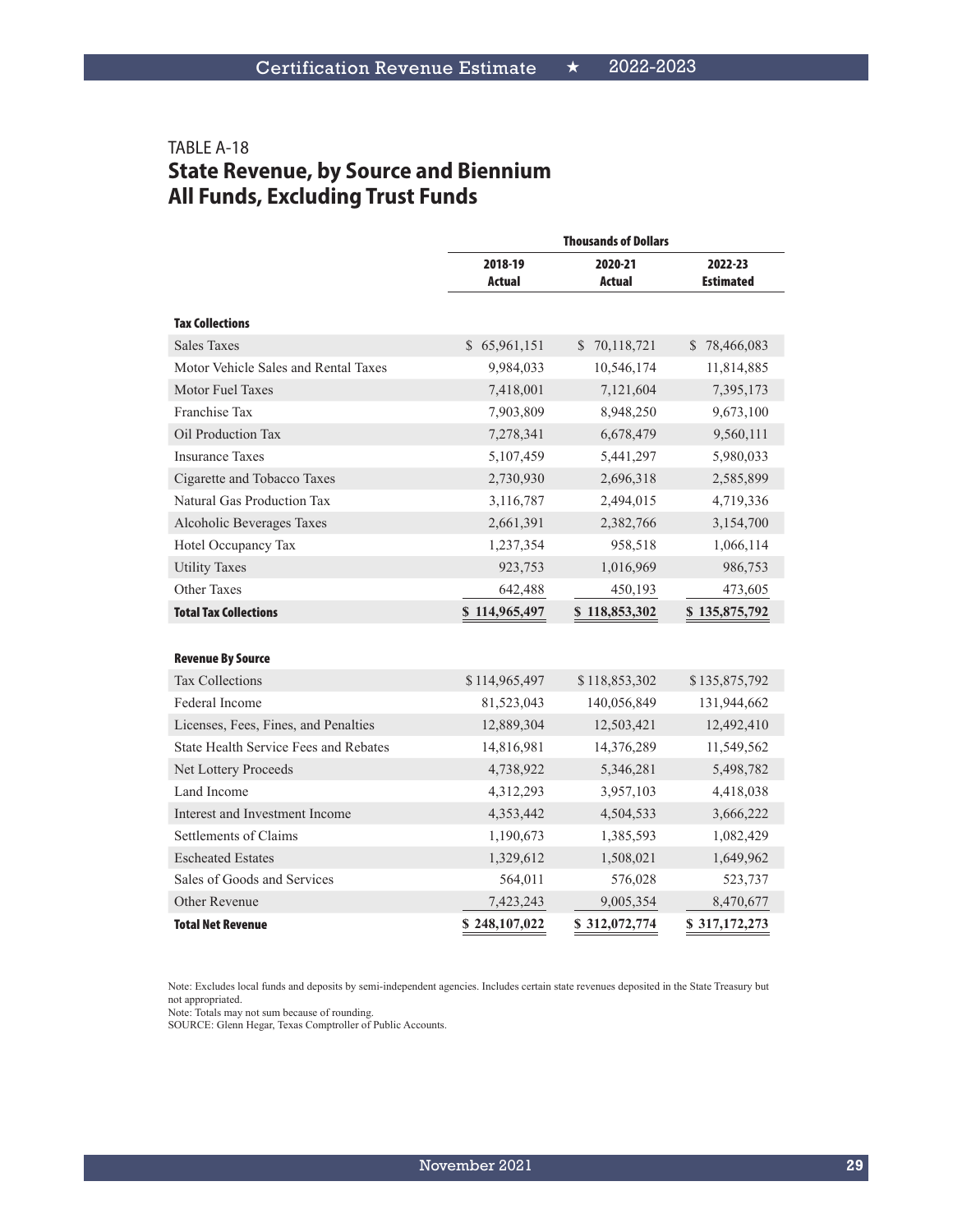TABLE A-18

## State Revenue, by Source and Biennium
## All Funds, Excluding Trust Funds

| | Thousands of Dollars | | |
|---|---|---|---|
| | 2018-19 Actual | 2020-21 Actual | 2022-23 Estimated |
| **Tax Collections** | | | |
| Sales Taxes | $ 65,961,151 | $ 70,118,721 | $ 78,466,083 |
| Motor Vehicle Sales and Rental Taxes | 9,984,033 | 10,546,174 | 11,814,885 |
| Motor Fuel Taxes | 7,418,001 | 7,121,604 | 7,395,173 |
| Franchise Tax | 7,903,809 | 8,948,250 | 9,673,100 |
| Oil Production Tax | 7,278,341 | 6,678,479 | 9,560,111 |
| Insurance Taxes | 5,107,459 | 5,441,297 | 5,980,033 |
| Cigarette and Tobacco Taxes | 2,730,930 | 2,696,318 | 2,585,899 |
| Natural Gas Production Tax | 3,116,787 | 2,494,015 | 4,719,336 |
| Alcoholic Beverages Taxes | 2,661,391 | 2,382,766 | 3,154,700 |
| Hotel Occupancy Tax | 1,237,354 | 958,518 | 1,066,114 |
| Utility Taxes | 923,753 | 1,016,969 | 986,753 |
| Other Taxes | 642,488 | 450,193 | 473,605 |
| **Total Tax Collections** | **$ 114,965,497** | **$ 118,853,302** | **$ 135,875,792** |
| **Revenue By Source** | | | |
| Tax Collections | $ 114,965,497 | $ 118,853,302 | $ 135,875,792 |
| Federal Income | 81,523,043 | 140,056,849 | 131,944,662 |
| Licenses, Fees, Fines, and Penalties | 12,889,304 | 12,503,421 | 12,492,410 |
| State Health Service Fees and Rebates | 14,816,981 | 14,376,289 | 11,549,562 |
| Net Lottery Proceeds | 4,738,922 | 5,346,281 | 5,498,782 |
| Land Income | 4,312,293 | 3,957,103 | 4,418,038 |
| Interest and Investment Income | 4,353,442 | 4,504,533 | 3,666,222 |
| Settlements of Claims | 1,190,673 | 1,385,593 | 1,082,429 |
| Escheated Estates | 1,329,612 | 1,508,021 | 1,649,962 |
| Sales of Goods and Services | 564,011 | 576,028 | 523,737 |
| Other Revenue | 7,423,243 | 9,005,354 | 8,470,677 |
| **Total Net Revenue** | **$ 248,107,022** | **$ 312,072,774** | **$ 317,172,273** |

Note: Excludes local funds and deposits by semi-independent agencies. Includes certain state revenues deposited in the State Treasury but not appropriated.
Note: Totals may not sum because of rounding.
SOURCE: Glenn Hegar, Texas Comptroller of Public Accounts.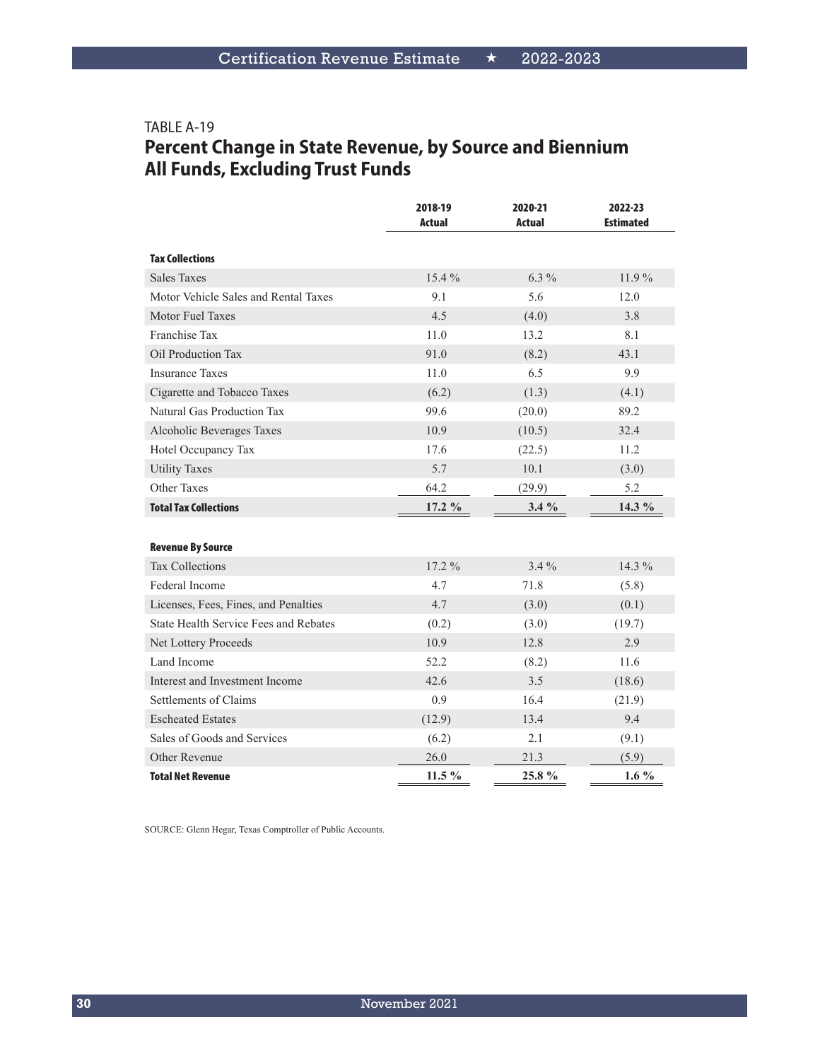TABLE A-19

## Percent Change in State Revenue, by Source and Biennium All Funds, Excluding Trust Funds

| | 2018-19 Actual | 2020-21 Actual | 2022-23 Estimated |
|---|---|---|---|
| **Tax Collections** | | | |
| Sales Taxes | 15.4 % | 6.3 % | 11.9 % |
| Motor Vehicle Sales and Rental Taxes | 9.1 | 5.6 | 12.0 |
| Motor Fuel Taxes | 4.5 | (4.0) | 3.8 |
| Franchise Tax | 11.0 | 13.2 | 8.1 |
| Oil Production Tax | 91.0 | (8.2) | 43.1 |
| Insurance Taxes | 11.0 | 6.5 | 9.9 |
| Cigarette and Tobacco Taxes | (6.2) | (1.3) | (4.1) |
| Natural Gas Production Tax | 99.6 | (20.0) | 89.2 |
| Alcoholic Beverages Taxes | 10.9 | (10.5) | 32.4 |
| Hotel Occupancy Tax | 17.6 | (22.5) | 11.2 |
| Utility Taxes | 5.7 | 10.1 | (3.0) |
| Other Taxes | 64.2 | (29.9) | 5.2 |
| **Total Tax Collections** | **17.2 %** | **3.4 %** | **14.3 %** |
| | | | |
| **Revenue By Source** | | | |
| Tax Collections | 17.2 % | 3.4 % | 14.3 % |
| Federal Income | 4.7 | 71.8 | (5.8) |
| Licenses, Fees, Fines, and Penalties | 4.7 | (3.0) | (0.1) |
| State Health Service Fees and Rebates | (0.2) | (3.0) | (19.7) |
| Net Lottery Proceeds | 10.9 | 12.8 | 2.9 |
| Land Income | 52.2 | (8.2) | 11.6 |
| Interest and Investment Income | 42.6 | 3.5 | (18.6) |
| Settlements of Claims | 0.9 | 16.4 | (21.9) |
| Escheated Estates | (12.9) | 13.4 | 9.4 |
| Sales of Goods and Services | (6.2) | 2.1 | (9.1) |
| Other Revenue | 26.0 | 21.3 | (5.9) |
| **Total Net Revenue** | **11.5 %** | **25.8 %** | **1.6 %** |

SOURCE: Glenn Hegar, Texas Comptroller of Public Accounts.